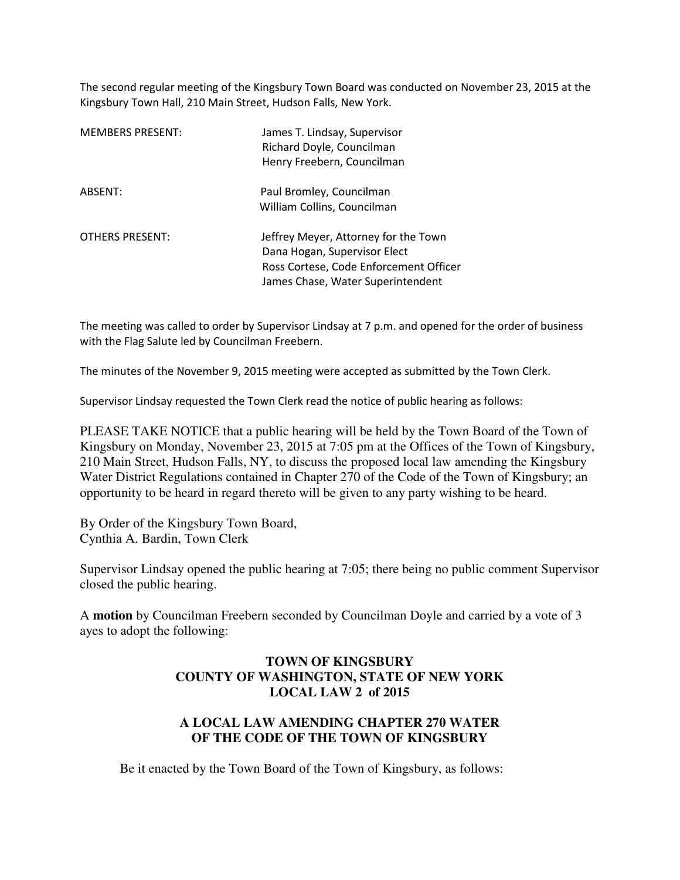The second regular meeting of the Kingsbury Town Board was conducted on November 23, 2015 at the Kingsbury Town Hall, 210 Main Street, Hudson Falls, New York.

| | |
|---|---|
| MEMBERS PRESENT: | James T. Lindsay, Supervisor<br>Richard Doyle, Councilman<br>Henry Freebern, Councilman |
| ABSENT: | Paul Bromley, Councilman<br>William Collins, Councilman |
| OTHERS PRESENT: | Jeffrey Meyer, Attorney for the Town<br>Dana Hogan, Supervisor Elect<br>Ross Cortese, Code Enforcement Officer<br>James Chase, Water Superintendent |

The meeting was called to order by Supervisor Lindsay at 7 p.m. and opened for the order of business with the Flag Salute led by Councilman Freebern.

The minutes of the November 9, 2015 meeting were accepted as submitted by the Town Clerk.

Supervisor Lindsay requested the Town Clerk read the notice of public hearing as follows:

PLEASE TAKE NOTICE that a public hearing will be held by the Town Board of the Town of Kingsbury on Monday, November 23, 2015 at 7:05 pm at the Offices of the Town of Kingsbury, 210 Main Street, Hudson Falls, NY, to discuss the proposed local law amending the Kingsbury Water District Regulations contained in Chapter 270 of the Code of the Town of Kingsbury; an opportunity to be heard in regard thereto will be given to any party wishing to be heard.

By Order of the Kingsbury Town Board,
Cynthia A. Bardin, Town Clerk

Supervisor Lindsay opened the public hearing at 7:05; there being no public comment Supervisor closed the public hearing.

A **motion** by Councilman Freebern seconded by Councilman Doyle and carried by a vote of 3 ayes to adopt the following:

**TOWN OF KINGSBURY**
**COUNTY OF WASHINGTON, STATE OF NEW YORK**
**LOCAL LAW 2 of 2015**

**A LOCAL LAW AMENDING CHAPTER 270 WATER OF THE CODE OF THE TOWN OF KINGSBURY**

Be it enacted by the Town Board of the Town of Kingsbury, as follows: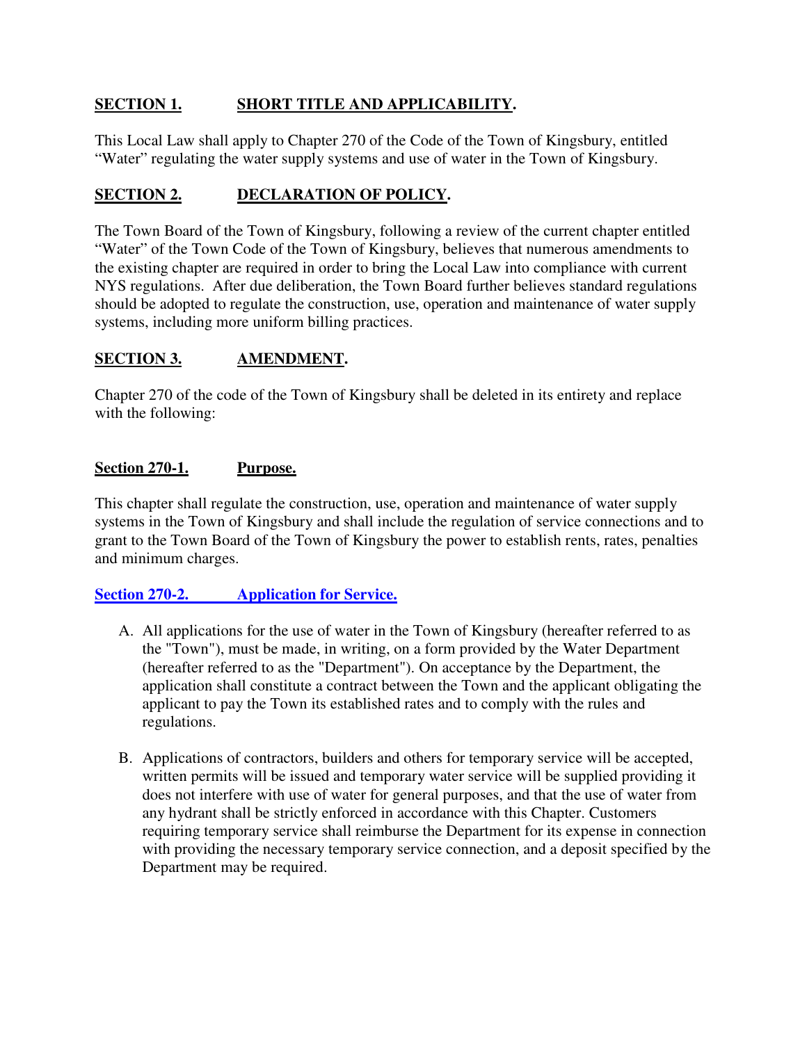## **SECTION 1. SHORT TITLE AND APPLICABILITY.**

This Local Law shall apply to Chapter 270 of the Code of the Town of Kingsbury, entitled "Water" regulating the water supply systems and use of water in the Town of Kingsbury.

## **SECTION 2. DECLARATION OF POLICY.**

The Town Board of the Town of Kingsbury, following a review of the current chapter entitled "Water" of the Town Code of the Town of Kingsbury, believes that numerous amendments to the existing chapter are required in order to bring the Local Law into compliance with current NYS regulations. After due deliberation, the Town Board further believes standard regulations should be adopted to regulate the construction, use, operation and maintenance of water supply systems, including more uniform billing practices.

## **SECTION 3. AMENDMENT.**

Chapter 270 of the code of the Town of Kingsbury shall be deleted in its entirety and replace with the following:

### **Section 270-1. Purpose.**

This chapter shall regulate the construction, use, operation and maintenance of water supply systems in the Town of Kingsbury and shall include the regulation of service connections and to grant to the Town Board of the Town of Kingsbury the power to establish rents, rates, penalties and minimum charges.

### **Section 270-2. Application for Service.**

A. All applications for the use of water in the Town of Kingsbury (hereafter referred to as the "Town"), must be made, in writing, on a form provided by the Water Department (hereafter referred to as the "Department"). On acceptance by the Department, the application shall constitute a contract between the Town and the applicant obligating the applicant to pay the Town its established rates and to comply with the rules and regulations.

B. Applications of contractors, builders and others for temporary service will be accepted, written permits will be issued and temporary water service will be supplied providing it does not interfere with use of water for general purposes, and that the use of water from any hydrant shall be strictly enforced in accordance with this Chapter. Customers requiring temporary service shall reimburse the Department for its expense in connection with providing the necessary temporary service connection, and a deposit specified by the Department may be required.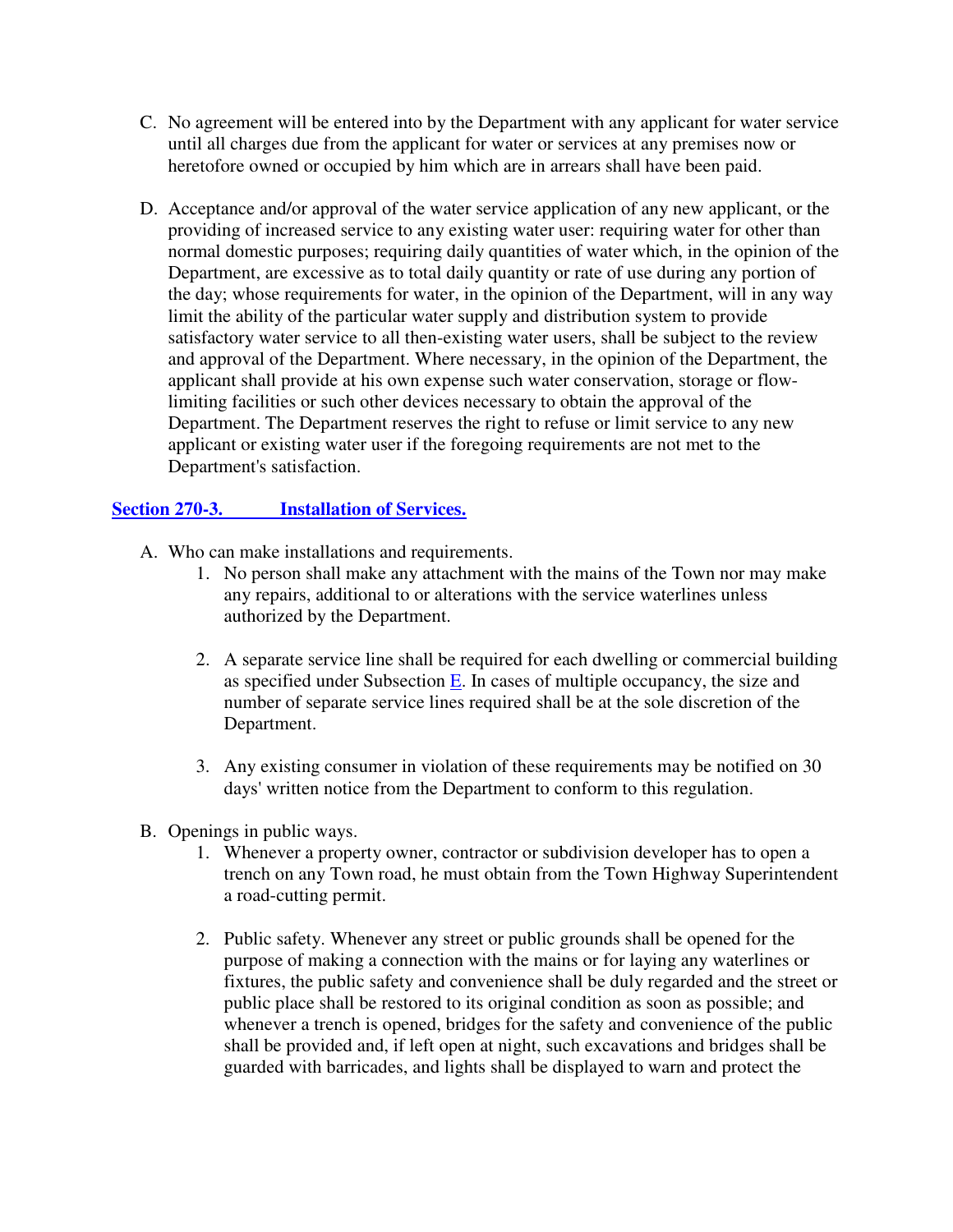C. No agreement will be entered into by the Department with any applicant for water service until all charges due from the applicant for water or services at any premises now or heretofore owned or occupied by him which are in arrears shall have been paid.

D. Acceptance and/or approval of the water service application of any new applicant, or the providing of increased service to any existing water user: requiring water for other than normal domestic purposes; requiring daily quantities of water which, in the opinion of the Department, are excessive as to total daily quantity or rate of use during any portion of the day; whose requirements for water, in the opinion of the Department, will in any way limit the ability of the particular water supply and distribution system to provide satisfactory water service to all then-existing water users, shall be subject to the review and approval of the Department. Where necessary, in the opinion of the Department, the applicant shall provide at his own expense such water conservation, storage or flow-limiting facilities or such other devices necessary to obtain the approval of the Department. The Department reserves the right to refuse or limit service to any new applicant or existing water user if the foregoing requirements are not met to the Department's satisfaction.

## Section 270-3. Installation of Services.

A. Who can make installations and requirements.
   1. No person shall make any attachment with the mains of the Town nor may make any repairs, additional to or alterations with the service waterlines unless authorized by the Department.

   2. A separate service line shall be required for each dwelling or commercial building as specified under Subsection E. In cases of multiple occupancy, the size and number of separate service lines required shall be at the sole discretion of the Department.

   3. Any existing consumer in violation of these requirements may be notified on 30 days' written notice from the Department to conform to this regulation.

B. Openings in public ways.
   1. Whenever a property owner, contractor or subdivision developer has to open a trench on any Town road, he must obtain from the Town Highway Superintendent a road-cutting permit.

   2. Public safety. Whenever any street or public grounds shall be opened for the purpose of making a connection with the mains or for laying any waterlines or fixtures, the public safety and convenience shall be duly regarded and the street or public place shall be restored to its original condition as soon as possible; and whenever a trench is opened, bridges for the safety and convenience of the public shall be provided and, if left open at night, such excavations and bridges shall be guarded with barricades, and lights shall be displayed to warn and protect the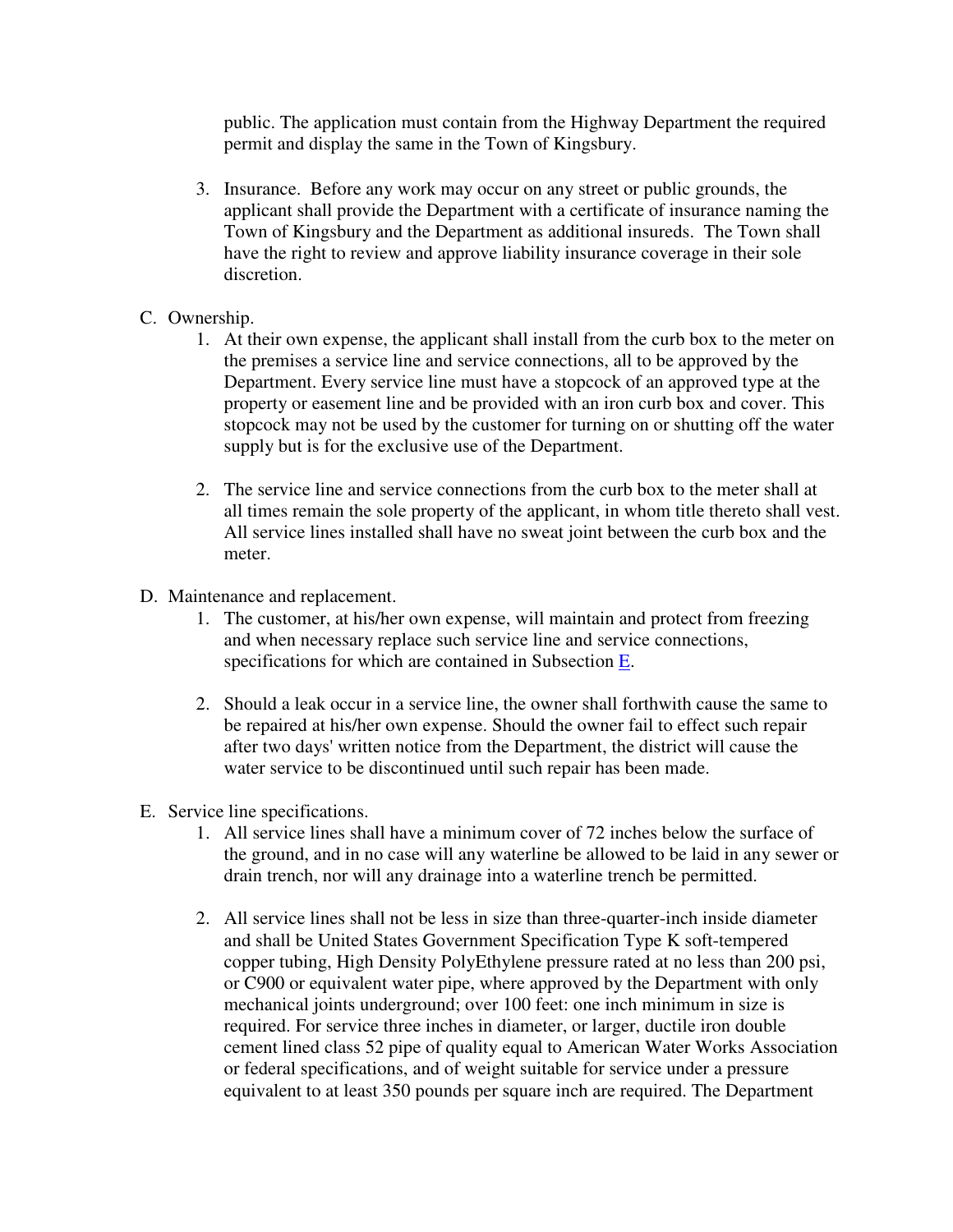public. The application must contain from the Highway Department the required permit and display the same in the Town of Kingsbury.

3. Insurance. Before any work may occur on any street or public grounds, the applicant shall provide the Department with a certificate of insurance naming the Town of Kingsbury and the Department as additional insureds. The Town shall have the right to review and approve liability insurance coverage in their sole discretion.

C. Ownership.

1. At their own expense, the applicant shall install from the curb box to the meter on the premises a service line and service connections, all to be approved by the Department. Every service line must have a stopcock of an approved type at the property or easement line and be provided with an iron curb box and cover. This stopcock may not be used by the customer for turning on or shutting off the water supply but is for the exclusive use of the Department.

2. The service line and service connections from the curb box to the meter shall at all times remain the sole property of the applicant, in whom title thereto shall vest. All service lines installed shall have no sweat joint between the curb box and the meter.

D. Maintenance and replacement.

1. The customer, at his/her own expense, will maintain and protect from freezing and when necessary replace such service line and service connections, specifications for which are contained in Subsection E.

2. Should a leak occur in a service line, the owner shall forthwith cause the same to be repaired at his/her own expense. Should the owner fail to effect such repair after two days' written notice from the Department, the district will cause the water service to be discontinued until such repair has been made.

E. Service line specifications.

1. All service lines shall have a minimum cover of 72 inches below the surface of the ground, and in no case will any waterline be allowed to be laid in any sewer or drain trench, nor will any drainage into a waterline trench be permitted.

2. All service lines shall not be less in size than three-quarter-inch inside diameter and shall be United States Government Specification Type K soft-tempered copper tubing, High Density PolyEthylene pressure rated at no less than 200 psi, or C900 or equivalent water pipe, where approved by the Department with only mechanical joints underground; over 100 feet: one inch minimum in size is required. For service three inches in diameter, or larger, ductile iron double cement lined class 52 pipe of quality equal to American Water Works Association or federal specifications, and of weight suitable for service under a pressure equivalent to at least 350 pounds per square inch are required. The Department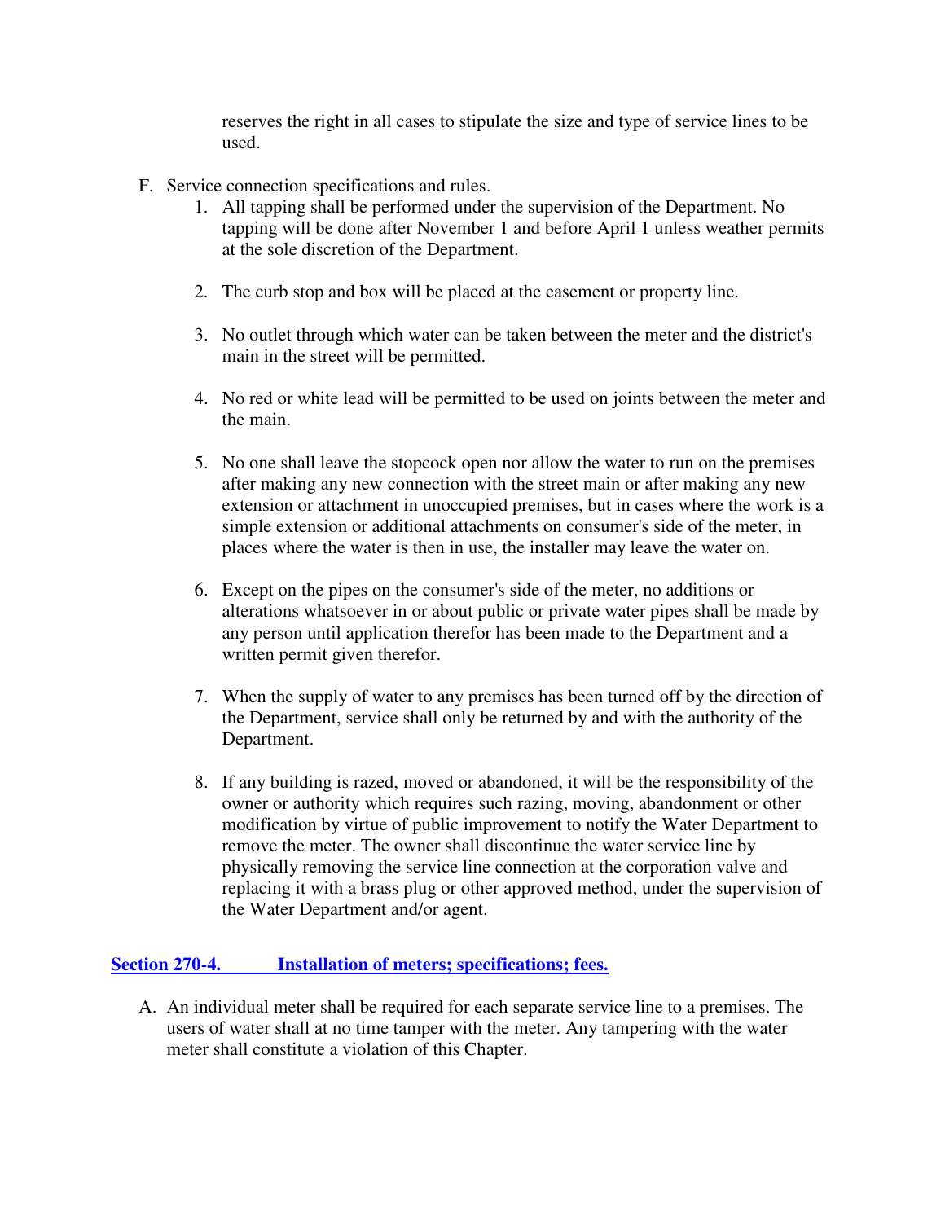reserves the right in all cases to stipulate the size and type of service lines to be used.

F. Service connection specifications and rules.
   1. All tapping shall be performed under the supervision of the Department. No tapping will be done after November 1 and before April 1 unless weather permits at the sole discretion of the Department.

   2. The curb stop and box will be placed at the easement or property line.

   3. No outlet through which water can be taken between the meter and the district's main in the street will be permitted.

   4. No red or white lead will be permitted to be used on joints between the meter and the main.

   5. No one shall leave the stopcock open nor allow the water to run on the premises after making any new connection with the street main or after making any new extension or attachment in unoccupied premises, but in cases where the work is a simple extension or additional attachments on consumer's side of the meter, in places where the water is then in use, the installer may leave the water on.

   6. Except on the pipes on the consumer's side of the meter, no additions or alterations whatsoever in or about public or private water pipes shall be made by any person until application therefor has been made to the Department and a written permit given therefor.

   7. When the supply of water to any premises has been turned off by the direction of the Department, service shall only be returned by and with the authority of the Department.

   8. If any building is razed, moved or abandoned, it will be the responsibility of the owner or authority which requires such razing, moving, abandonment or other modification by virtue of public improvement to notify the Water Department to remove the meter. The owner shall discontinue the water service line by physically removing the service line connection at the corporation valve and replacing it with a brass plug or other approved method, under the supervision of the Water Department and/or agent.

## Section 270-4. Installation of meters; specifications; fees.

A. An individual meter shall be required for each separate service line to a premises. The users of water shall at no time tamper with the meter. Any tampering with the water meter shall constitute a violation of this Chapter.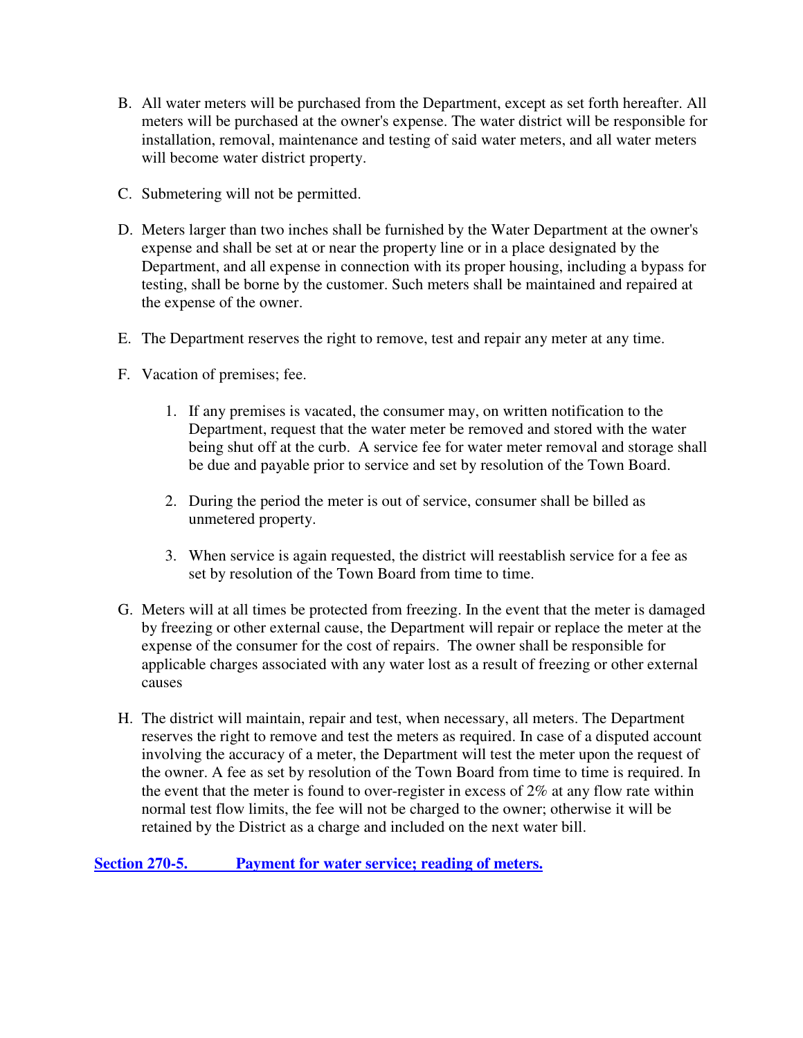B. All water meters will be purchased from the Department, except as set forth hereafter. All meters will be purchased at the owner's expense. The water district will be responsible for installation, removal, maintenance and testing of said water meters, and all water meters will become water district property.

C. Submetering will not be permitted.

D. Meters larger than two inches shall be furnished by the Water Department at the owner's expense and shall be set at or near the property line or in a place designated by the Department, and all expense in connection with its proper housing, including a bypass for testing, shall be borne by the customer. Such meters shall be maintained and repaired at the expense of the owner.

E. The Department reserves the right to remove, test and repair any meter at any time.

F. Vacation of premises; fee.

   1. If any premises is vacated, the consumer may, on written notification to the Department, request that the water meter be removed and stored with the water being shut off at the curb. A service fee for water meter removal and storage shall be due and payable prior to service and set by resolution of the Town Board.

   2. During the period the meter is out of service, consumer shall be billed as unmetered property.

   3. When service is again requested, the district will reestablish service for a fee as set by resolution of the Town Board from time to time.

G. Meters will at all times be protected from freezing. In the event that the meter is damaged by freezing or other external cause, the Department will repair or replace the meter at the expense of the consumer for the cost of repairs. The owner shall be responsible for applicable charges associated with any water lost as a result of freezing or other external causes

H. The district will maintain, repair and test, when necessary, all meters. The Department reserves the right to remove and test the meters as required. In case of a disputed account involving the accuracy of a meter, the Department will test the meter upon the request of the owner. A fee as set by resolution of the Town Board from time to time is required. In the event that the meter is found to over-register in excess of 2% at any flow rate within normal test flow limits, the fee will not be charged to the owner; otherwise it will be retained by the District as a charge and included on the next water bill.

## **Section 270-5. Payment for water service; reading of meters.**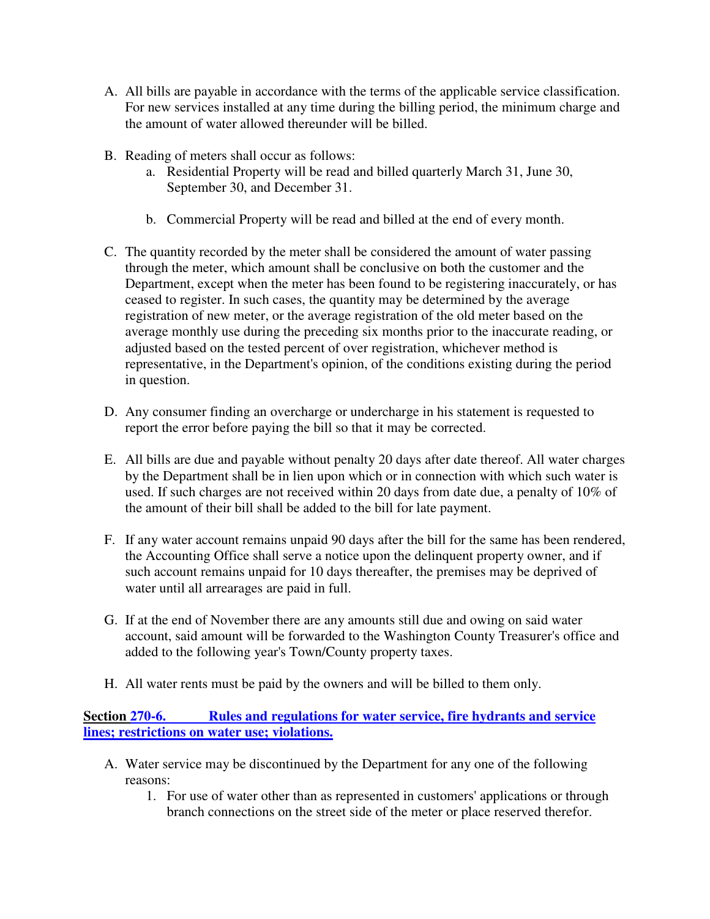A. All bills are payable in accordance with the terms of the applicable service classification. For new services installed at any time during the billing period, the minimum charge and the amount of water allowed thereunder will be billed.

B. Reading of meters shall occur as follows:
   a. Residential Property will be read and billed quarterly March 31, June 30, September 30, and December 31.

   b. Commercial Property will be read and billed at the end of every month.

C. The quantity recorded by the meter shall be considered the amount of water passing through the meter, which amount shall be conclusive on both the customer and the Department, except when the meter has been found to be registering inaccurately, or has ceased to register. In such cases, the quantity may be determined by the average registration of new meter, or the average registration of the old meter based on the average monthly use during the preceding six months prior to the inaccurate reading, or adjusted based on the tested percent of over registration, whichever method is representative, in the Department's opinion, of the conditions existing during the period in question.

D. Any consumer finding an overcharge or undercharge in his statement is requested to report the error before paying the bill so that it may be corrected.

E. All bills are due and payable without penalty 20 days after date thereof. All water charges by the Department shall be in lien upon which or in connection with which such water is used. If such charges are not received within 20 days from date due, a penalty of 10% of the amount of their bill shall be added to the bill for late payment.

F. If any water account remains unpaid 90 days after the bill for the same has been rendered, the Accounting Office shall serve a notice upon the delinquent property owner, and if such account remains unpaid for 10 days thereafter, the premises may be deprived of water until all arrearages are paid in full.

G. If at the end of November there are any amounts still due and owing on said water account, said amount will be forwarded to the Washington County Treasurer's office and added to the following year's Town/County property taxes.

H. All water rents must be paid by the owners and will be billed to them only.

**Section 270-6. Rules and regulations for water service, fire hydrants and service lines; restrictions on water use; violations.**

A. Water service may be discontinued by the Department for any one of the following reasons:
   1. For use of water other than as represented in customers' applications or through branch connections on the street side of the meter or place reserved therefor.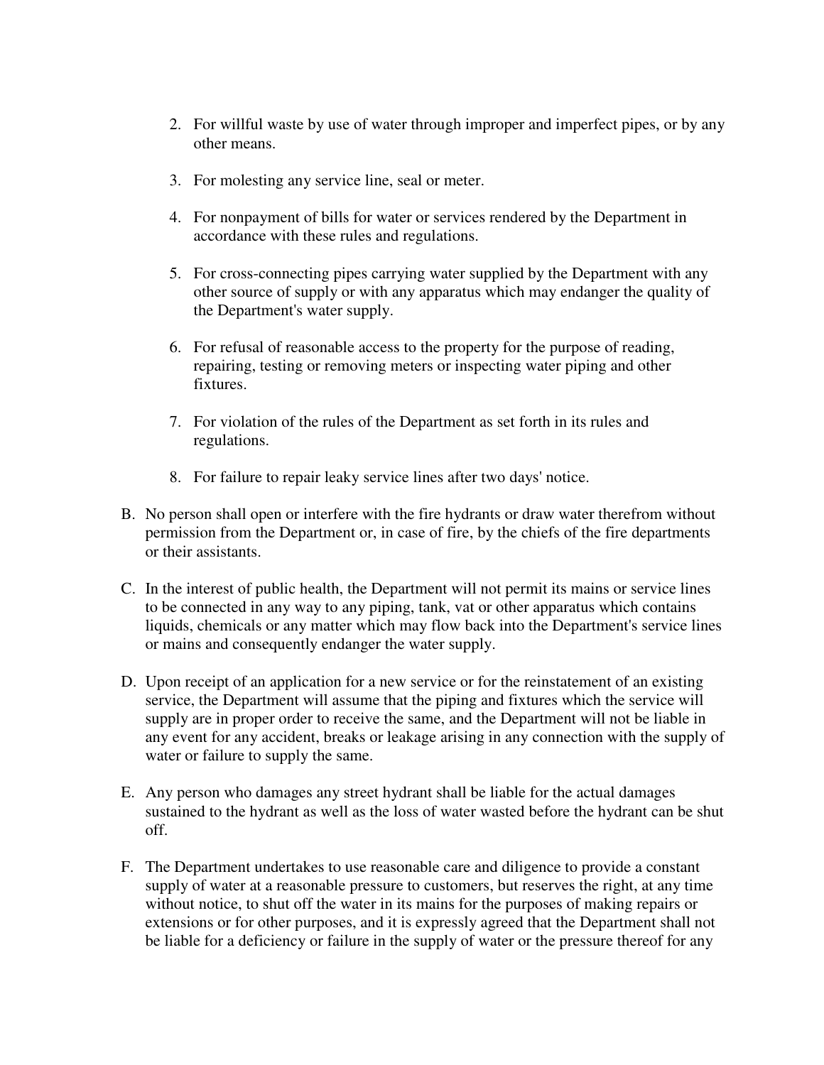2. For willful waste by use of water through improper and imperfect pipes, or by any other means.

3. For molesting any service line, seal or meter.

4. For nonpayment of bills for water or services rendered by the Department in accordance with these rules and regulations.

5. For cross-connecting pipes carrying water supplied by the Department with any other source of supply or with any apparatus which may endanger the quality of the Department's water supply.

6. For refusal of reasonable access to the property for the purpose of reading, repairing, testing or removing meters or inspecting water piping and other fixtures.

7. For violation of the rules of the Department as set forth in its rules and regulations.

8. For failure to repair leaky service lines after two days' notice.

B. No person shall open or interfere with the fire hydrants or draw water therefrom without permission from the Department or, in case of fire, by the chiefs of the fire departments or their assistants.

C. In the interest of public health, the Department will not permit its mains or service lines to be connected in any way to any piping, tank, vat or other apparatus which contains liquids, chemicals or any matter which may flow back into the Department's service lines or mains and consequently endanger the water supply.

D. Upon receipt of an application for a new service or for the reinstatement of an existing service, the Department will assume that the piping and fixtures which the service will supply are in proper order to receive the same, and the Department will not be liable in any event for any accident, breaks or leakage arising in any connection with the supply of water or failure to supply the same.

E. Any person who damages any street hydrant shall be liable for the actual damages sustained to the hydrant as well as the loss of water wasted before the hydrant can be shut off.

F. The Department undertakes to use reasonable care and diligence to provide a constant supply of water at a reasonable pressure to customers, but reserves the right, at any time without notice, to shut off the water in its mains for the purposes of making repairs or extensions or for other purposes, and it is expressly agreed that the Department shall not be liable for a deficiency or failure in the supply of water or the pressure thereof for any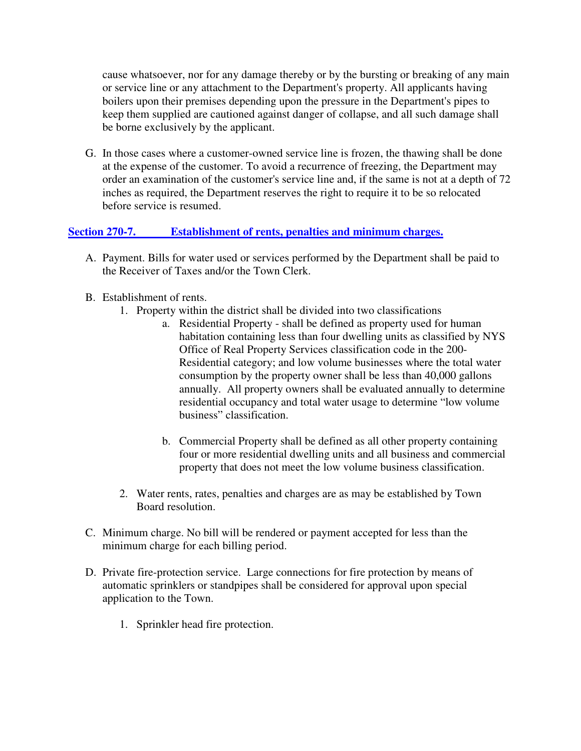cause whatsoever, nor for any damage thereby or by the bursting or breaking of any main or service line or any attachment to the Department's property. All applicants having boilers upon their premises depending upon the pressure in the Department's pipes to keep them supplied are cautioned against danger of collapse, and all such damage shall be borne exclusively by the applicant.

G. In those cases where a customer-owned service line is frozen, the thawing shall be done at the expense of the customer. To avoid a recurrence of freezing, the Department may order an examination of the customer's service line and, if the same is not at a depth of 72 inches as required, the Department reserves the right to require it to be so relocated before service is resumed.

## Section 270-7. Establishment of rents, penalties and minimum charges.

A. Payment. Bills for water used or services performed by the Department shall be paid to the Receiver of Taxes and/or the Town Clerk.

B. Establishment of rents.
   1. Property within the district shall be divided into two classifications
      a. Residential Property - shall be defined as property used for human habitation containing less than four dwelling units as classified by NYS Office of Real Property Services classification code in the 200-Residential category; and low volume businesses where the total water consumption by the property owner shall be less than 40,000 gallons annually. All property owners shall be evaluated annually to determine residential occupancy and total water usage to determine "low volume business" classification.

      b. Commercial Property shall be defined as all other property containing four or more residential dwelling units and all business and commercial property that does not meet the low volume business classification.

   2. Water rents, rates, penalties and charges are as may be established by Town Board resolution.

C. Minimum charge. No bill will be rendered or payment accepted for less than the minimum charge for each billing period.

D. Private fire-protection service. Large connections for fire protection by means of automatic sprinklers or standpipes shall be considered for approval upon special application to the Town.

   1. Sprinkler head fire protection.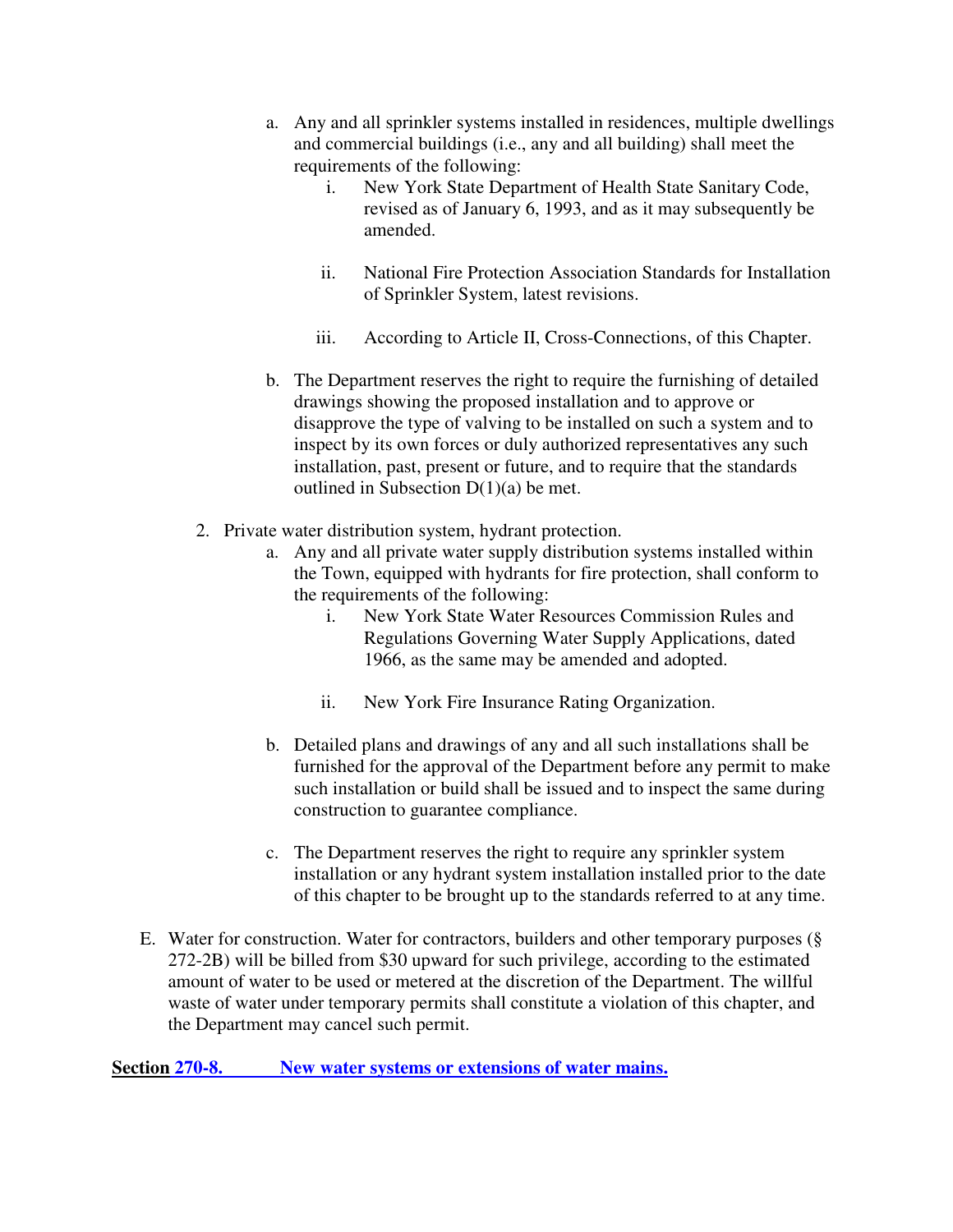a. Any and all sprinkler systems installed in residences, multiple dwellings and commercial buildings (i.e., any and all building) shall meet the requirements of the following:

    i. New York State Department of Health State Sanitary Code, revised as of January 6, 1993, and as it may subsequently be amended.

    ii. National Fire Protection Association Standards for Installation of Sprinkler System, latest revisions.

    iii. According to Article II, Cross-Connections, of this Chapter.

b. The Department reserves the right to require the furnishing of detailed drawings showing the proposed installation and to approve or disapprove the type of valving to be installed on such a system and to inspect by its own forces or duly authorized representatives any such installation, past, present or future, and to require that the standards outlined in Subsection D(1)(a) be met.

2. Private water distribution system, hydrant protection.

    a. Any and all private water supply distribution systems installed within the Town, equipped with hydrants for fire protection, shall conform to the requirements of the following:

        i. New York State Water Resources Commission Rules and Regulations Governing Water Supply Applications, dated 1966, as the same may be amended and adopted.

        ii. New York Fire Insurance Rating Organization.

    b. Detailed plans and drawings of any and all such installations shall be furnished for the approval of the Department before any permit to make such installation or build shall be issued and to inspect the same during construction to guarantee compliance.

    c. The Department reserves the right to require any sprinkler system installation or any hydrant system installation installed prior to the date of this chapter to be brought up to the standards referred to at any time.

E. Water for construction. Water for contractors, builders and other temporary purposes (§ 272-2B) will be billed from $30 upward for such privilege, according to the estimated amount of water to be used or metered at the discretion of the Department. The willful waste of water under temporary permits shall constitute a violation of this chapter, and the Department may cancel such permit.

**Section 270-8. New water systems or extensions of water mains.**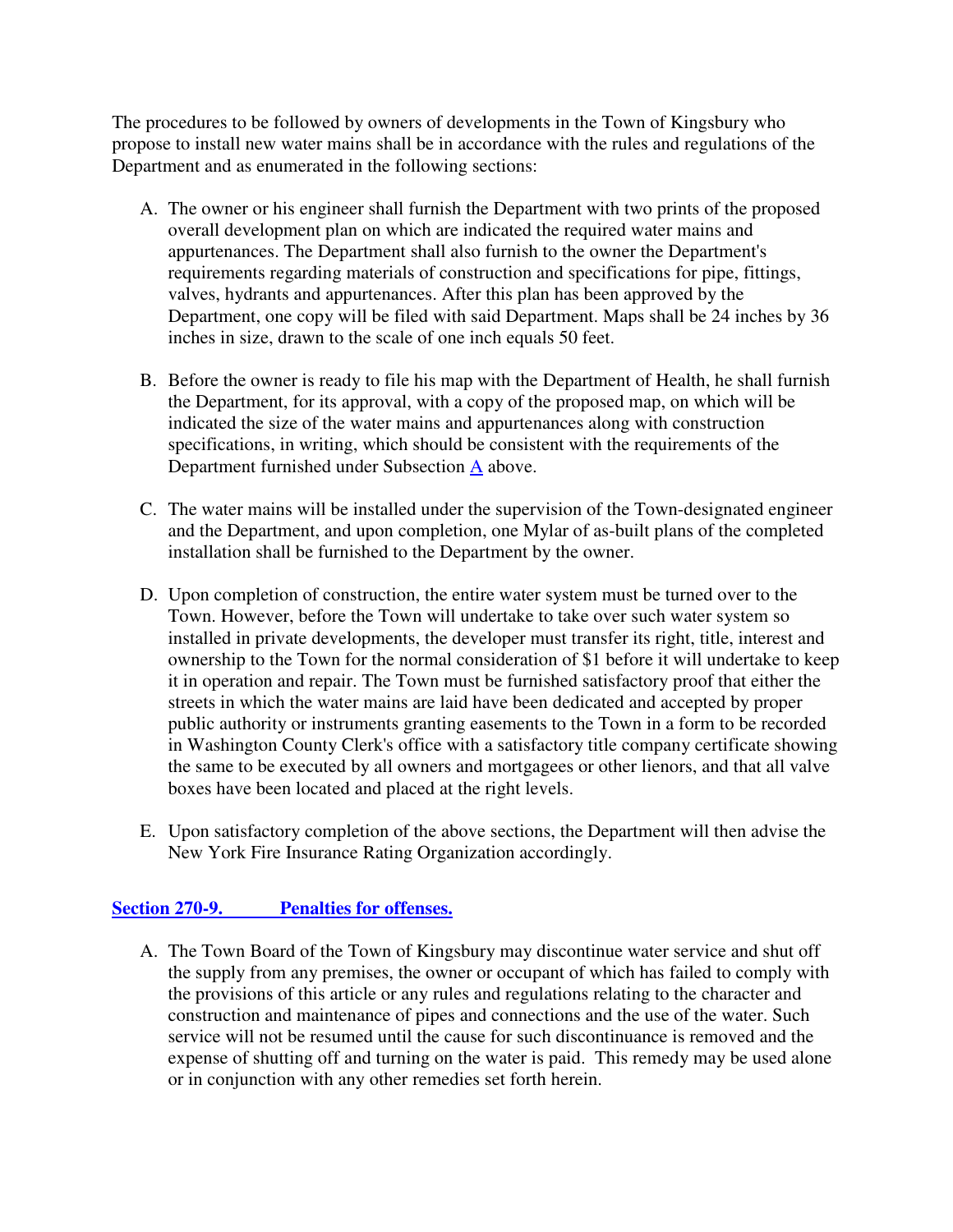The procedures to be followed by owners of developments in the Town of Kingsbury who propose to install new water mains shall be in accordance with the rules and regulations of the Department and as enumerated in the following sections:

A. The owner or his engineer shall furnish the Department with two prints of the proposed overall development plan on which are indicated the required water mains and appurtenances. The Department shall also furnish to the owner the Department's requirements regarding materials of construction and specifications for pipe, fittings, valves, hydrants and appurtenances. After this plan has been approved by the Department, one copy will be filed with said Department. Maps shall be 24 inches by 36 inches in size, drawn to the scale of one inch equals 50 feet.

B. Before the owner is ready to file his map with the Department of Health, he shall furnish the Department, for its approval, with a copy of the proposed map, on which will be indicated the size of the water mains and appurtenances along with construction specifications, in writing, which should be consistent with the requirements of the Department furnished under Subsection A above.

C. The water mains will be installed under the supervision of the Town-designated engineer and the Department, and upon completion, one Mylar of as-built plans of the completed installation shall be furnished to the Department by the owner.

D. Upon completion of construction, the entire water system must be turned over to the Town. However, before the Town will undertake to take over such water system so installed in private developments, the developer must transfer its right, title, interest and ownership to the Town for the normal consideration of $1 before it will undertake to keep it in operation and repair. The Town must be furnished satisfactory proof that either the streets in which the water mains are laid have been dedicated and accepted by proper public authority or instruments granting easements to the Town in a form to be recorded in Washington County Clerk's office with a satisfactory title company certificate showing the same to be executed by all owners and mortgagees or other lienors, and that all valve boxes have been located and placed at the right levels.

E. Upon satisfactory completion of the above sections, the Department will then advise the New York Fire Insurance Rating Organization accordingly.

## Section 270-9. Penalties for offenses.

A. The Town Board of the Town of Kingsbury may discontinue water service and shut off the supply from any premises, the owner or occupant of which has failed to comply with the provisions of this article or any rules and regulations relating to the character and construction and maintenance of pipes and connections and the use of the water. Such service will not be resumed until the cause for such discontinuance is removed and the expense of shutting off and turning on the water is paid. This remedy may be used alone or in conjunction with any other remedies set forth herein.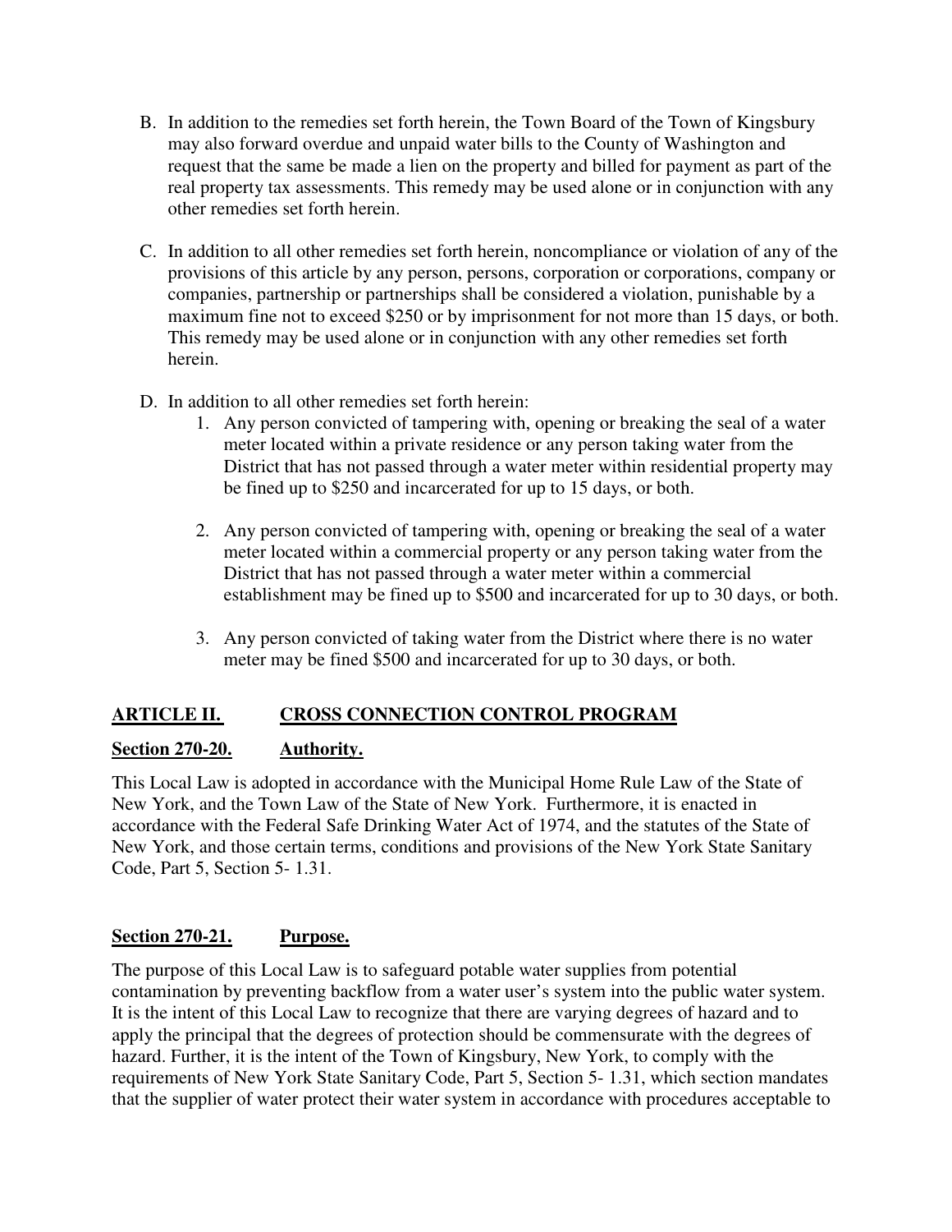B. In addition to the remedies set forth herein, the Town Board of the Town of Kingsbury may also forward overdue and unpaid water bills to the County of Washington and request that the same be made a lien on the property and billed for payment as part of the real property tax assessments. This remedy may be used alone or in conjunction with any other remedies set forth herein.

C. In addition to all other remedies set forth herein, noncompliance or violation of any of the provisions of this article by any person, persons, corporation or corporations, company or companies, partnership or partnerships shall be considered a violation, punishable by a maximum fine not to exceed $250 or by imprisonment for not more than 15 days, or both. This remedy may be used alone or in conjunction with any other remedies set forth herein.

D. In addition to all other remedies set forth herein:
   1. Any person convicted of tampering with, opening or breaking the seal of a water meter located within a private residence or any person taking water from the District that has not passed through a water meter within residential property may be fined up to $250 and incarcerated for up to 15 days, or both.

   2. Any person convicted of tampering with, opening or breaking the seal of a water meter located within a commercial property or any person taking water from the District that has not passed through a water meter within a commercial establishment may be fined up to $500 and incarcerated for up to 30 days, or both.

   3. Any person convicted of taking water from the District where there is no water meter may be fined $500 and incarcerated for up to 30 days, or both.

## ARTICLE II. CROSS CONNECTION CONTROL PROGRAM

### Section 270-20. Authority.

This Local Law is adopted in accordance with the Municipal Home Rule Law of the State of New York, and the Town Law of the State of New York. Furthermore, it is enacted in accordance with the Federal Safe Drinking Water Act of 1974, and the statutes of the State of New York, and those certain terms, conditions and provisions of the New York State Sanitary Code, Part 5, Section 5- 1.31.

### Section 270-21. Purpose.

The purpose of this Local Law is to safeguard potable water supplies from potential contamination by preventing backflow from a water user's system into the public water system. It is the intent of this Local Law to recognize that there are varying degrees of hazard and to apply the principal that the degrees of protection should be commensurate with the degrees of hazard. Further, it is the intent of the Town of Kingsbury, New York, to comply with the requirements of New York State Sanitary Code, Part 5, Section 5- 1.31, which section mandates that the supplier of water protect their water system in accordance with procedures acceptable to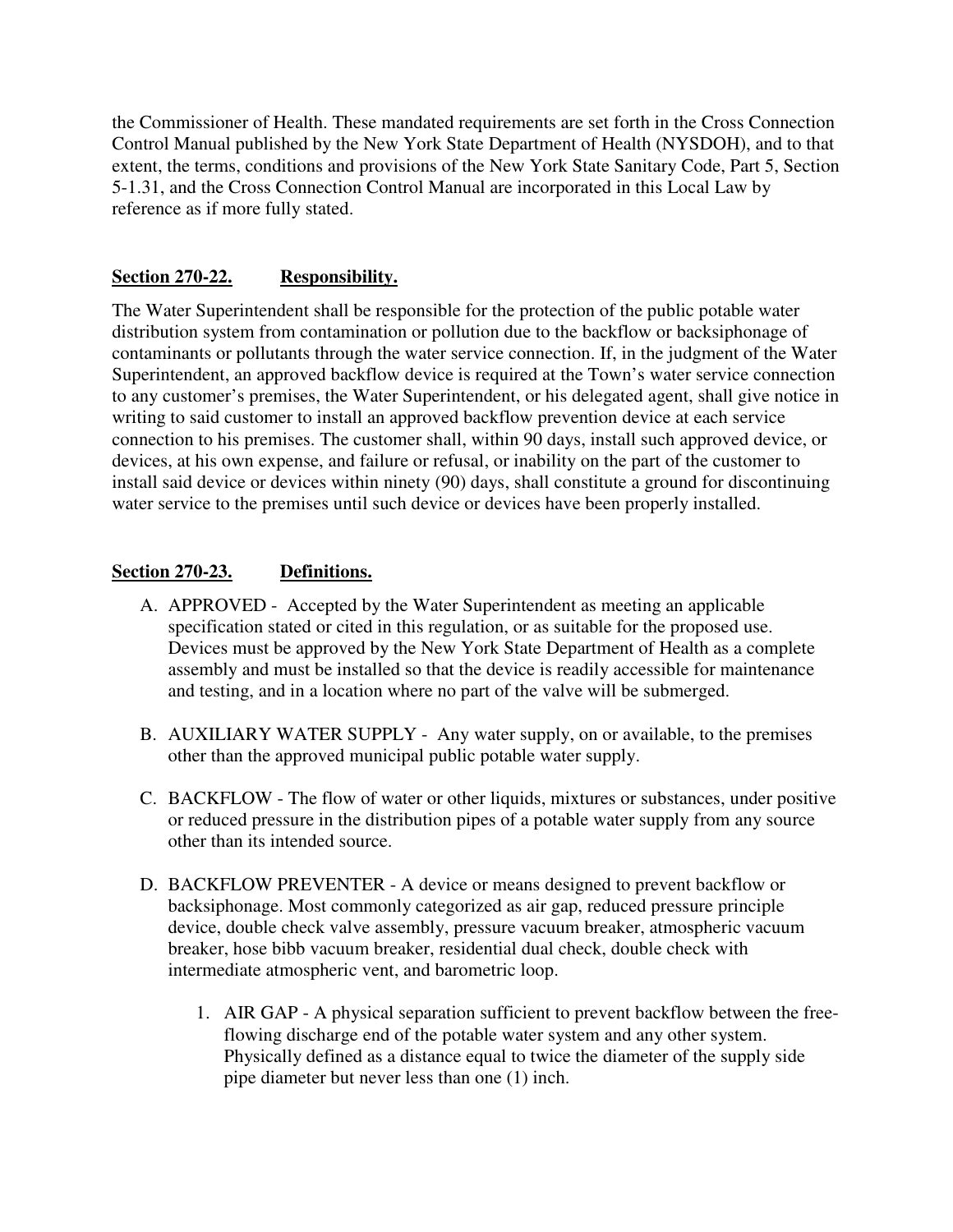the Commissioner of Health. These mandated requirements are set forth in the Cross Connection Control Manual published by the New York State Department of Health (NYSDOH), and to that extent, the terms, conditions and provisions of the New York State Sanitary Code, Part 5, Section 5-1.31, and the Cross Connection Control Manual are incorporated in this Local Law by reference as if more fully stated.

**Section 270-22. Responsibility.**

The Water Superintendent shall be responsible for the protection of the public potable water distribution system from contamination or pollution due to the backflow or backsiphonage of contaminants or pollutants through the water service connection. If, in the judgment of the Water Superintendent, an approved backflow device is required at the Town's water service connection to any customer's premises, the Water Superintendent, or his delegated agent, shall give notice in writing to said customer to install an approved backflow prevention device at each service connection to his premises. The customer shall, within 90 days, install such approved device, or devices, at his own expense, and failure or refusal, or inability on the part of the customer to install said device or devices within ninety (90) days, shall constitute a ground for discontinuing water service to the premises until such device or devices have been properly installed.

**Section 270-23. Definitions.**

A. APPROVED - Accepted by the Water Superintendent as meeting an applicable specification stated or cited in this regulation, or as suitable for the proposed use. Devices must be approved by the New York State Department of Health as a complete assembly and must be installed so that the device is readily accessible for maintenance and testing, and in a location where no part of the valve will be submerged.

B. AUXILIARY WATER SUPPLY - Any water supply, on or available, to the premises other than the approved municipal public potable water supply.

C. BACKFLOW - The flow of water or other liquids, mixtures or substances, under positive or reduced pressure in the distribution pipes of a potable water supply from any source other than its intended source.

D. BACKFLOW PREVENTER - A device or means designed to prevent backflow or backsiphonage. Most commonly categorized as air gap, reduced pressure principle device, double check valve assembly, pressure vacuum breaker, atmospheric vacuum breaker, hose bibb vacuum breaker, residential dual check, double check with intermediate atmospheric vent, and barometric loop.

   1. AIR GAP - A physical separation sufficient to prevent backflow between the free-flowing discharge end of the potable water system and any other system. Physically defined as a distance equal to twice the diameter of the supply side pipe diameter but never less than one (1) inch.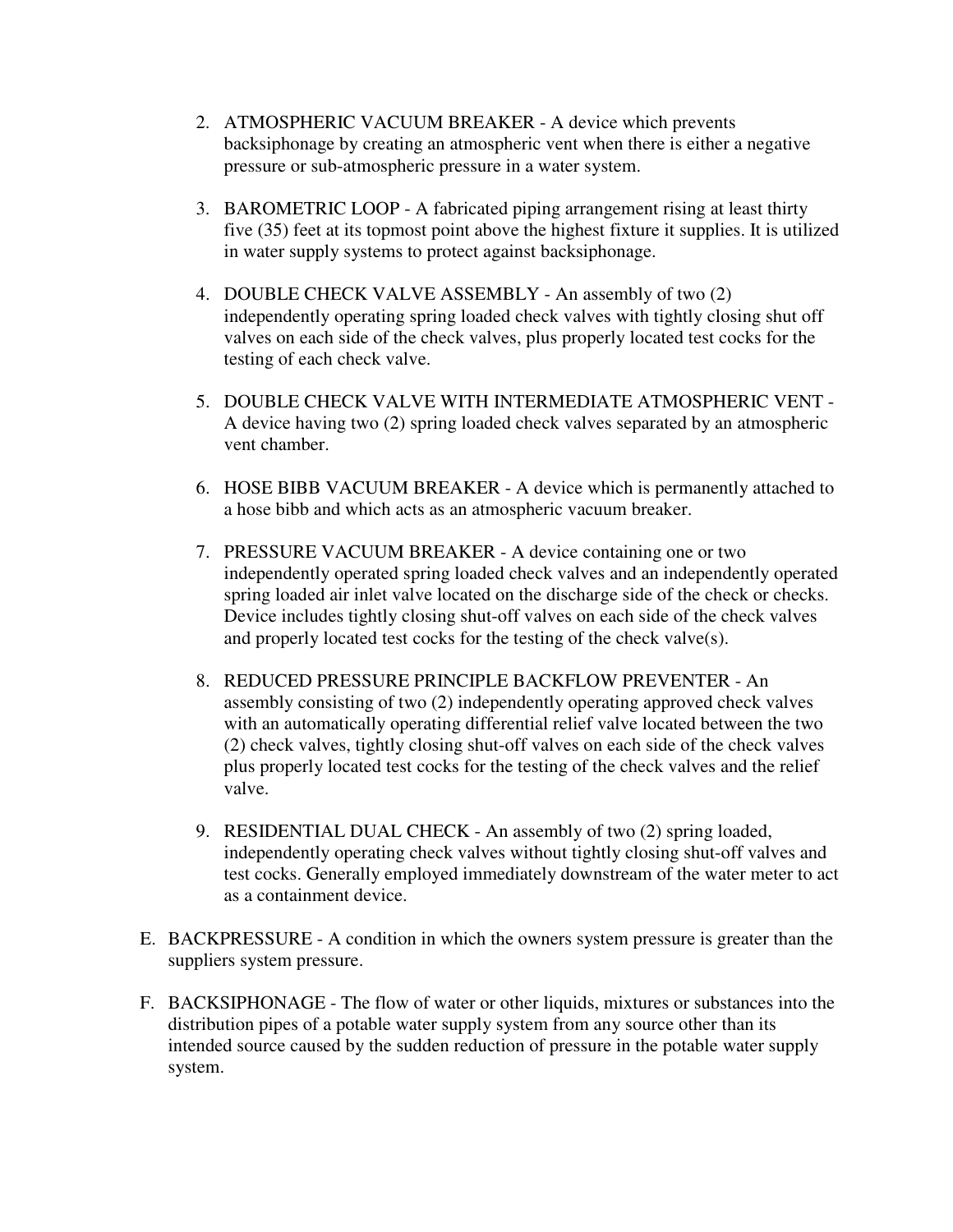2. ATMOSPHERIC VACUUM BREAKER - A device which prevents backsiphonage by creating an atmospheric vent when there is either a negative pressure or sub-atmospheric pressure in a water system.

3. BAROMETRIC LOOP - A fabricated piping arrangement rising at least thirty five (35) feet at its topmost point above the highest fixture it supplies. It is utilized in water supply systems to protect against backsiphonage.

4. DOUBLE CHECK VALVE ASSEMBLY - An assembly of two (2) independently operating spring loaded check valves with tightly closing shut off valves on each side of the check valves, plus properly located test cocks for the testing of each check valve.

5. DOUBLE CHECK VALVE WITH INTERMEDIATE ATMOSPHERIC VENT - A device having two (2) spring loaded check valves separated by an atmospheric vent chamber.

6. HOSE BIBB VACUUM BREAKER - A device which is permanently attached to a hose bibb and which acts as an atmospheric vacuum breaker.

7. PRESSURE VACUUM BREAKER - A device containing one or two independently operated spring loaded check valves and an independently operated spring loaded air inlet valve located on the discharge side of the check or checks. Device includes tightly closing shut-off valves on each side of the check valves and properly located test cocks for the testing of the check valve(s).

8. REDUCED PRESSURE PRINCIPLE BACKFLOW PREVENTER - An assembly consisting of two (2) independently operating approved check valves with an automatically operating differential relief valve located between the two (2) check valves, tightly closing shut-off valves on each side of the check valves plus properly located test cocks for the testing of the check valves and the relief valve.

9. RESIDENTIAL DUAL CHECK - An assembly of two (2) spring loaded, independently operating check valves without tightly closing shut-off valves and test cocks. Generally employed immediately downstream of the water meter to act as a containment device.

E. BACKPRESSURE - A condition in which the owners system pressure is greater than the suppliers system pressure.

F. BACKSIPHONAGE - The flow of water or other liquids, mixtures or substances into the distribution pipes of a potable water supply system from any source other than its intended source caused by the sudden reduction of pressure in the potable water supply system.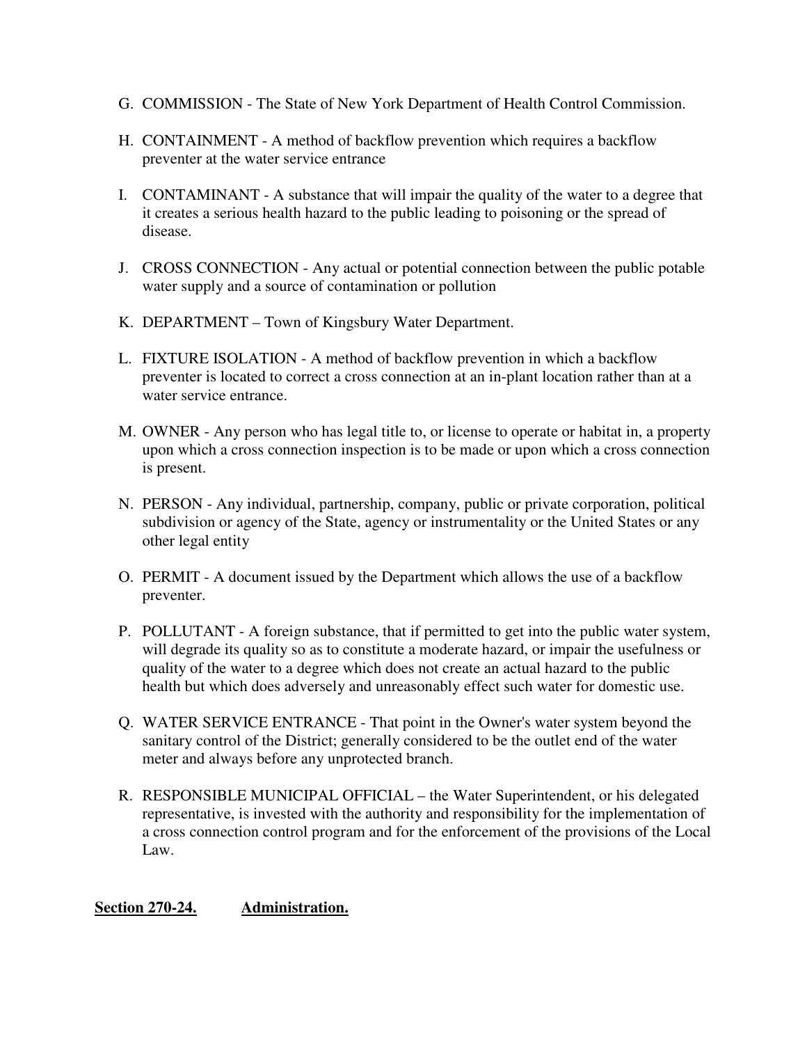G. COMMISSION - The State of New York Department of Health Control Commission.

H. CONTAINMENT - A method of backflow prevention which requires a backflow preventer at the water service entrance

I. CONTAMINANT - A substance that will impair the quality of the water to a degree that it creates a serious health hazard to the public leading to poisoning or the spread of disease.

J. CROSS CONNECTION - Any actual or potential connection between the public potable water supply and a source of contamination or pollution

K. DEPARTMENT – Town of Kingsbury Water Department.

L. FIXTURE ISOLATION - A method of backflow prevention in which a backflow preventer is located to correct a cross connection at an in-plant location rather than at a water service entrance.

M. OWNER - Any person who has legal title to, or license to operate or habitat in, a property upon which a cross connection inspection is to be made or upon which a cross connection is present.

N. PERSON - Any individual, partnership, company, public or private corporation, political subdivision or agency of the State, agency or instrumentality or the United States or any other legal entity

O. PERMIT - A document issued by the Department which allows the use of a backflow preventer.

P. POLLUTANT - A foreign substance, that if permitted to get into the public water system, will degrade its quality so as to constitute a moderate hazard, or impair the usefulness or quality of the water to a degree which does not create an actual hazard to the public health but which does adversely and unreasonably effect such water for domestic use.

Q. WATER SERVICE ENTRANCE - That point in the Owner's water system beyond the sanitary control of the District; generally considered to be the outlet end of the water meter and always before any unprotected branch.

R. RESPONSIBLE MUNICIPAL OFFICIAL – the Water Superintendent, or his delegated representative, is invested with the authority and responsibility for the implementation of a cross connection control program and for the enforcement of the provisions of the Local Law.

**<u>Section 270-24.</u>** **<u>Administration.</u>**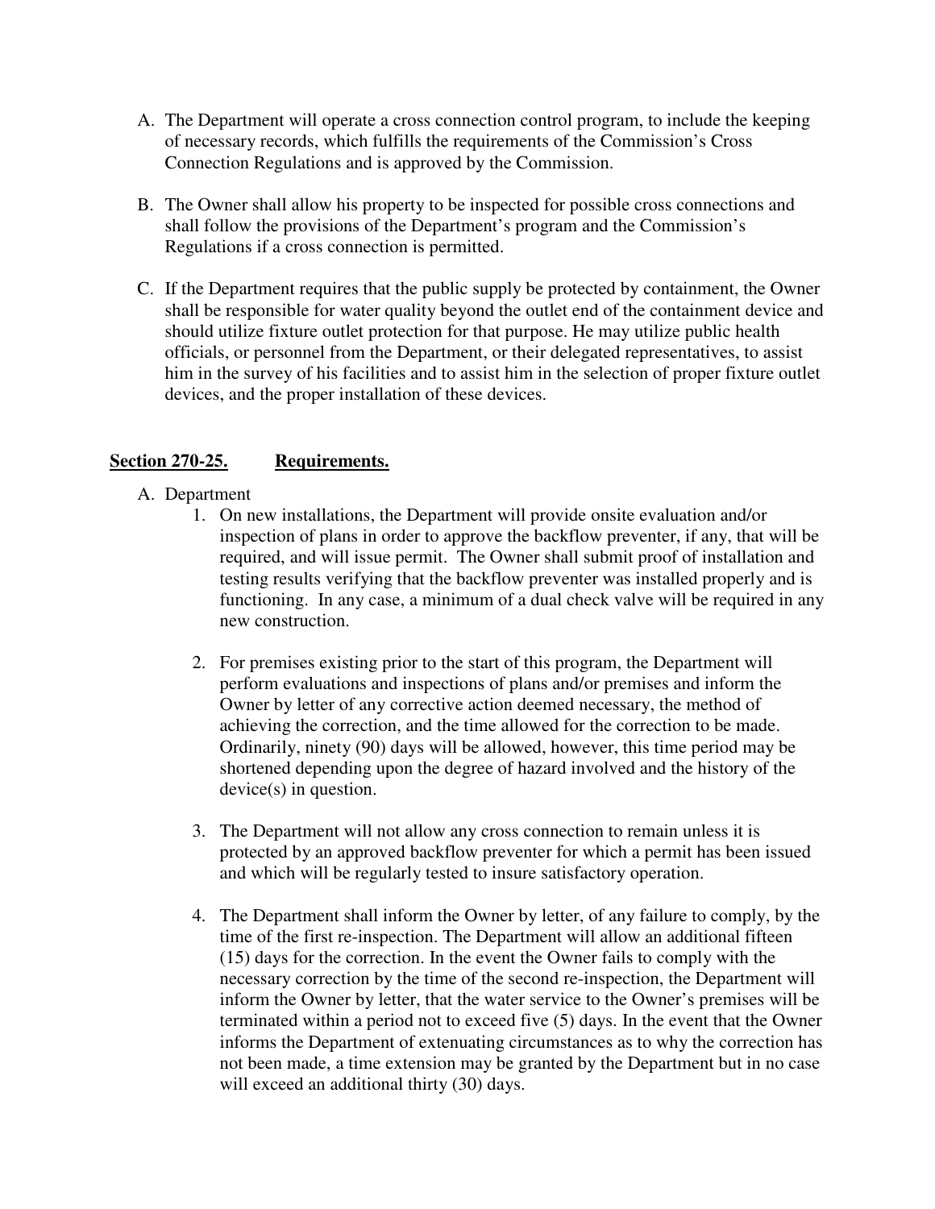A. The Department will operate a cross connection control program, to include the keeping of necessary records, which fulfills the requirements of the Commission's Cross Connection Regulations and is approved by the Commission.

B. The Owner shall allow his property to be inspected for possible cross connections and shall follow the provisions of the Department's program and the Commission's Regulations if a cross connection is permitted.

C. If the Department requires that the public supply be protected by containment, the Owner shall be responsible for water quality beyond the outlet end of the containment device and should utilize fixture outlet protection for that purpose. He may utilize public health officials, or personnel from the Department, or their delegated representatives, to assist him in the survey of his facilities and to assist him in the selection of proper fixture outlet devices, and the proper installation of these devices.

## <u>Section 270-25.</u> <u>Requirements.</u>

A. Department

1. On new installations, the Department will provide onsite evaluation and/or inspection of plans in order to approve the backflow preventer, if any, that will be required, and will issue permit. The Owner shall submit proof of installation and testing results verifying that the backflow preventer was installed properly and is functioning. In any case, a minimum of a dual check valve will be required in any new construction.

2. For premises existing prior to the start of this program, the Department will perform evaluations and inspections of plans and/or premises and inform the Owner by letter of any corrective action deemed necessary, the method of achieving the correction, and the time allowed for the correction to be made. Ordinarily, ninety (90) days will be allowed, however, this time period may be shortened depending upon the degree of hazard involved and the history of the device(s) in question.

3. The Department will not allow any cross connection to remain unless it is protected by an approved backflow preventer for which a permit has been issued and which will be regularly tested to insure satisfactory operation.

4. The Department shall inform the Owner by letter, of any failure to comply, by the time of the first re-inspection. The Department will allow an additional fifteen (15) days for the correction. In the event the Owner fails to comply with the necessary correction by the time of the second re-inspection, the Department will inform the Owner by letter, that the water service to the Owner's premises will be terminated within a period not to exceed five (5) days. In the event that the Owner informs the Department of extenuating circumstances as to why the correction has not been made, a time extension may be granted by the Department but in no case will exceed an additional thirty (30) days.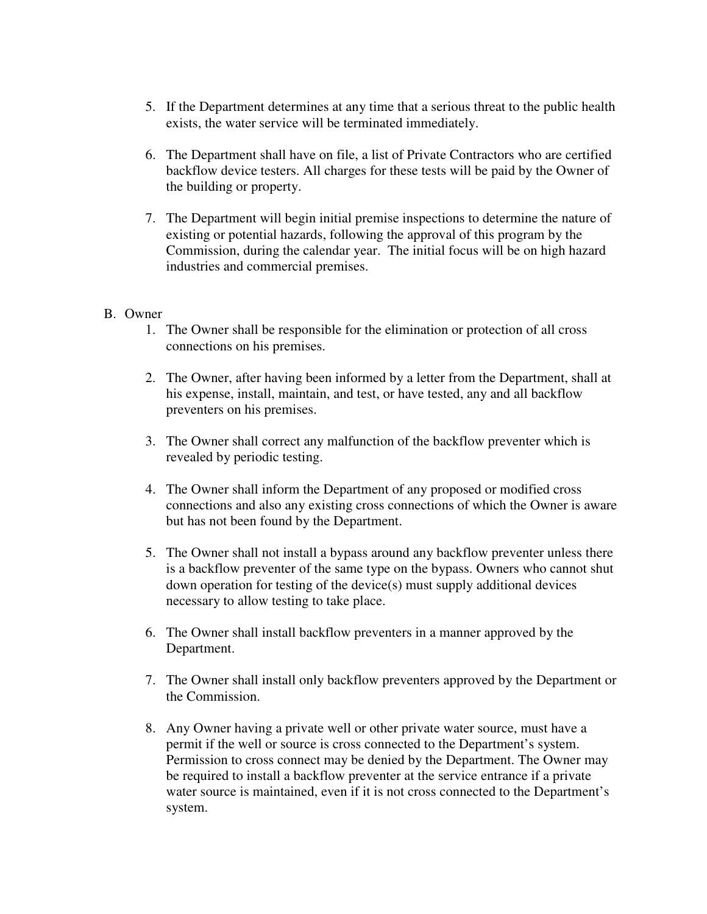5. If the Department determines at any time that a serious threat to the public health exists, the water service will be terminated immediately.

6. The Department shall have on file, a list of Private Contractors who are certified backflow device testers. All charges for these tests will be paid by the Owner of the building or property.

7. The Department will begin initial premise inspections to determine the nature of existing or potential hazards, following the approval of this program by the Commission, during the calendar year. The initial focus will be on high hazard industries and commercial premises.

B. Owner

1. The Owner shall be responsible for the elimination or protection of all cross connections on his premises.

2. The Owner, after having been informed by a letter from the Department, shall at his expense, install, maintain, and test, or have tested, any and all backflow preventers on his premises.

3. The Owner shall correct any malfunction of the backflow preventer which is revealed by periodic testing.

4. The Owner shall inform the Department of any proposed or modified cross connections and also any existing cross connections of which the Owner is aware but has not been found by the Department.

5. The Owner shall not install a bypass around any backflow preventer unless there is a backflow preventer of the same type on the bypass. Owners who cannot shut down operation for testing of the device(s) must supply additional devices necessary to allow testing to take place.

6. The Owner shall install backflow preventers in a manner approved by the Department.

7. The Owner shall install only backflow preventers approved by the Department or the Commission.

8. Any Owner having a private well or other private water source, must have a permit if the well or source is cross connected to the Department's system. Permission to cross connect may be denied by the Department. The Owner may be required to install a backflow preventer at the service entrance if a private water source is maintained, even if it is not cross connected to the Department's system.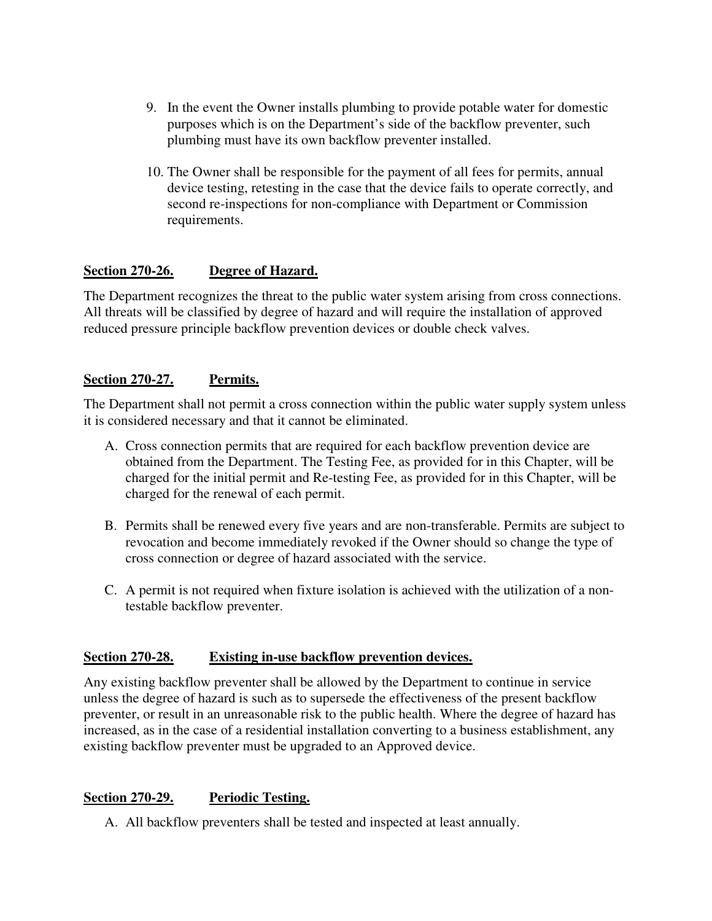9. In the event the Owner installs plumbing to provide potable water for domestic purposes which is on the Department's side of the backflow preventer, such plumbing must have its own backflow preventer installed.

10. The Owner shall be responsible for the payment of all fees for permits, annual device testing, retesting in the case that the device fails to operate correctly, and second re-inspections for non-compliance with Department or Commission requirements.

## Section 270-26. Degree of Hazard.

The Department recognizes the threat to the public water system arising from cross connections. All threats will be classified by degree of hazard and will require the installation of approved reduced pressure principle backflow prevention devices or double check valves.

## Section 270-27. Permits.

The Department shall not permit a cross connection within the public water supply system unless it is considered necessary and that it cannot be eliminated.

A. Cross connection permits that are required for each backflow prevention device are obtained from the Department. The Testing Fee, as provided for in this Chapter, will be charged for the initial permit and Re-testing Fee, as provided for in this Chapter, will be charged for the renewal of each permit.

B. Permits shall be renewed every five years and are non-transferable. Permits are subject to revocation and become immediately revoked if the Owner should so change the type of cross connection or degree of hazard associated with the service.

C. A permit is not required when fixture isolation is achieved with the utilization of a non-testable backflow preventer.

## Section 270-28. Existing in-use backflow prevention devices.

Any existing backflow preventer shall be allowed by the Department to continue in service unless the degree of hazard is such as to supersede the effectiveness of the present backflow preventer, or result in an unreasonable risk to the public health. Where the degree of hazard has increased, as in the case of a residential installation converting to a business establishment, any existing backflow preventer must be upgraded to an Approved device.

## Section 270-29. Periodic Testing.

A. All backflow preventers shall be tested and inspected at least annually.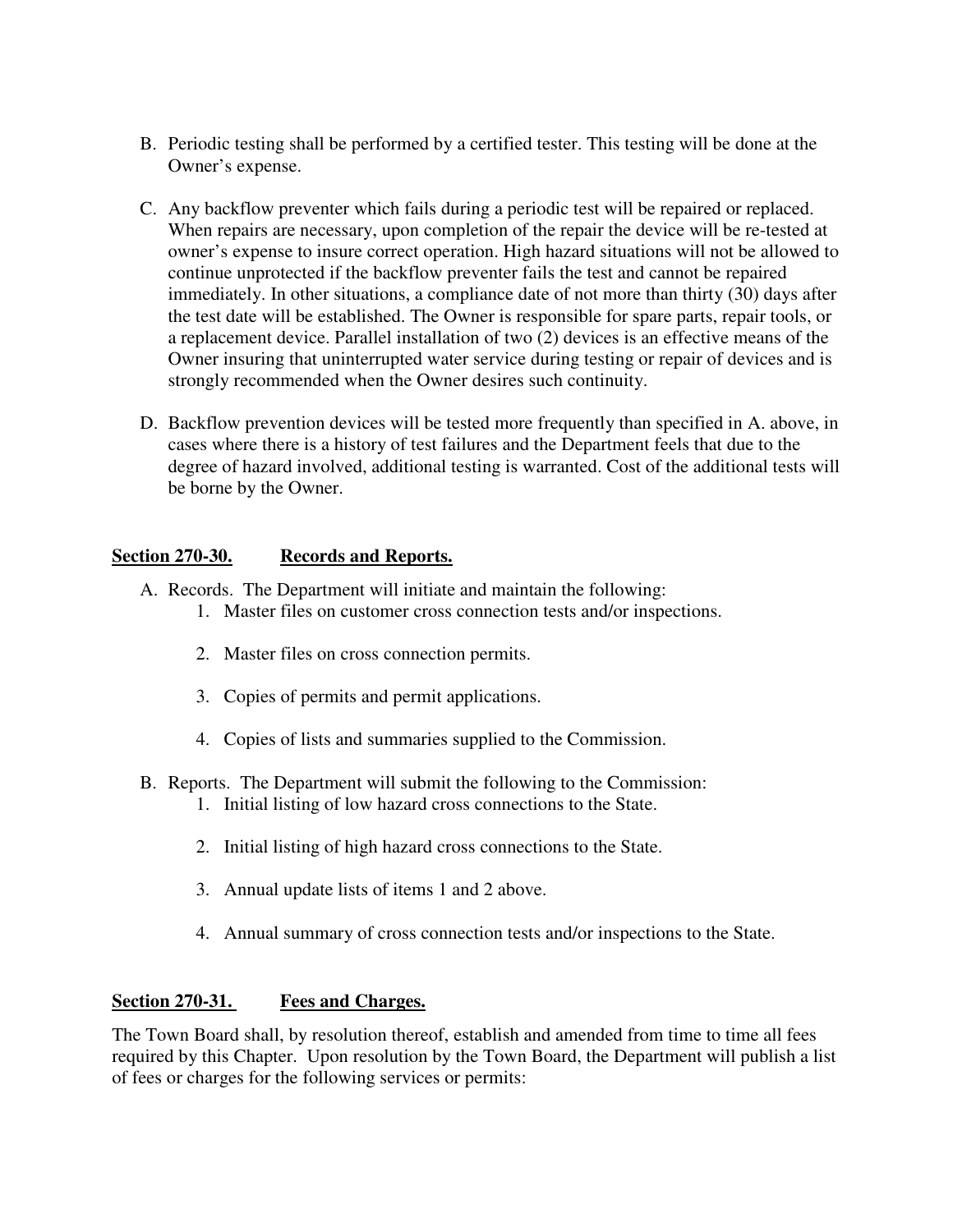B. Periodic testing shall be performed by a certified tester. This testing will be done at the Owner's expense.

C. Any backflow preventer which fails during a periodic test will be repaired or replaced. When repairs are necessary, upon completion of the repair the device will be re-tested at owner's expense to insure correct operation. High hazard situations will not be allowed to continue unprotected if the backflow preventer fails the test and cannot be repaired immediately. In other situations, a compliance date of not more than thirty (30) days after the test date will be established. The Owner is responsible for spare parts, repair tools, or a replacement device. Parallel installation of two (2) devices is an effective means of the Owner insuring that uninterrupted water service during testing or repair of devices and is strongly recommended when the Owner desires such continuity.

D. Backflow prevention devices will be tested more frequently than specified in A. above, in cases where there is a history of test failures and the Department feels that due to the degree of hazard involved, additional testing is warranted. Cost of the additional tests will be borne by the Owner.

**<u>Section 270-30.</u> <u>Records and Reports.</u>**

A. Records. The Department will initiate and maintain the following:
   1. Master files on customer cross connection tests and/or inspections.
   2. Master files on cross connection permits.
   3. Copies of permits and permit applications.
   4. Copies of lists and summaries supplied to the Commission.

B. Reports. The Department will submit the following to the Commission:
   1. Initial listing of low hazard cross connections to the State.
   2. Initial listing of high hazard cross connections to the State.
   3. Annual update lists of items 1 and 2 above.
   4. Annual summary of cross connection tests and/or inspections to the State.

**<u>Section 270-31.</u> <u>Fees and Charges.</u>**

The Town Board shall, by resolution thereof, establish and amended from time to time all fees required by this Chapter. Upon resolution by the Town Board, the Department will publish a list of fees or charges for the following services or permits: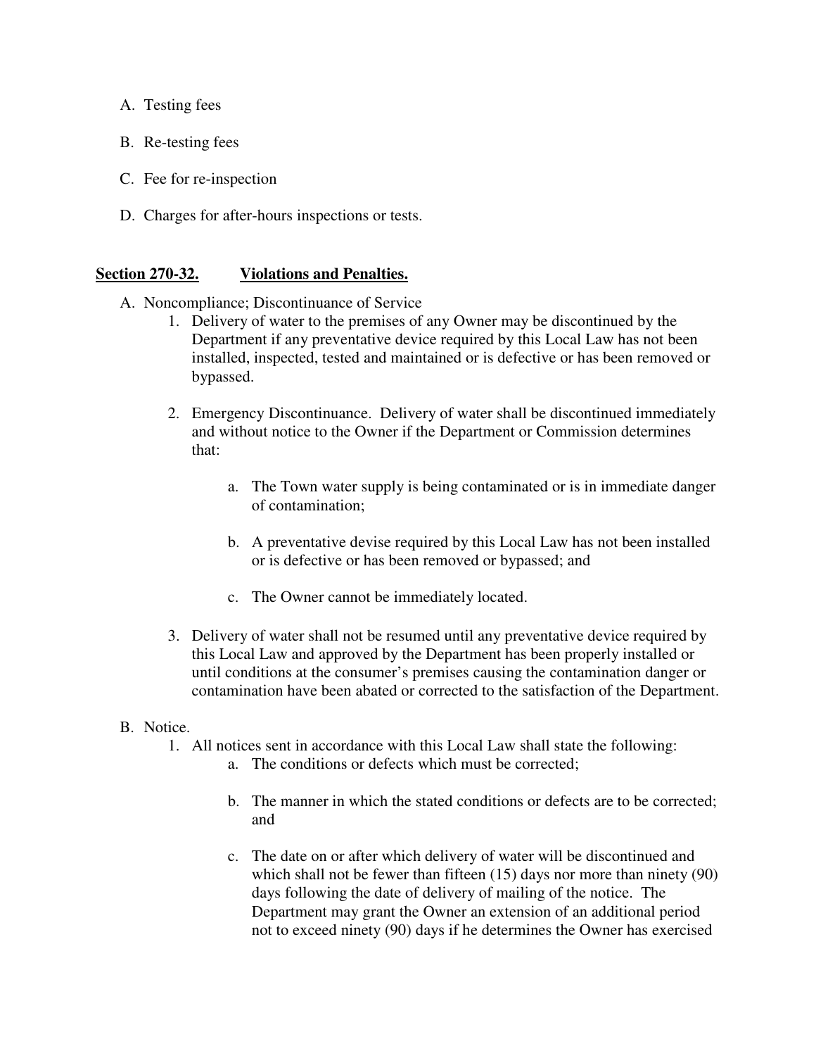A. Testing fees

B. Re-testing fees

C. Fee for re-inspection

D. Charges for after-hours inspections or tests.

## **Section 270-32. Violations and Penalties.**

A. Noncompliance; Discontinuance of Service

1. Delivery of water to the premises of any Owner may be discontinued by the Department if any preventative device required by this Local Law has not been installed, inspected, tested and maintained or is defective or has been removed or bypassed.

2. Emergency Discontinuance. Delivery of water shall be discontinued immediately and without notice to the Owner if the Department or Commission determines that:

   a. The Town water supply is being contaminated or is in immediate danger of contamination;

   b. A preventative devise required by this Local Law has not been installed or is defective or has been removed or bypassed; and

   c. The Owner cannot be immediately located.

3. Delivery of water shall not be resumed until any preventative device required by this Local Law and approved by the Department has been properly installed or until conditions at the consumer's premises causing the contamination danger or contamination have been abated or corrected to the satisfaction of the Department.

B. Notice.

1. All notices sent in accordance with this Local Law shall state the following:

   a. The conditions or defects which must be corrected;

   b. The manner in which the stated conditions or defects are to be corrected; and

   c. The date on or after which delivery of water will be discontinued and which shall not be fewer than fifteen (15) days nor more than ninety (90) days following the date of delivery of mailing of the notice. The Department may grant the Owner an extension of an additional period not to exceed ninety (90) days if he determines the Owner has exercised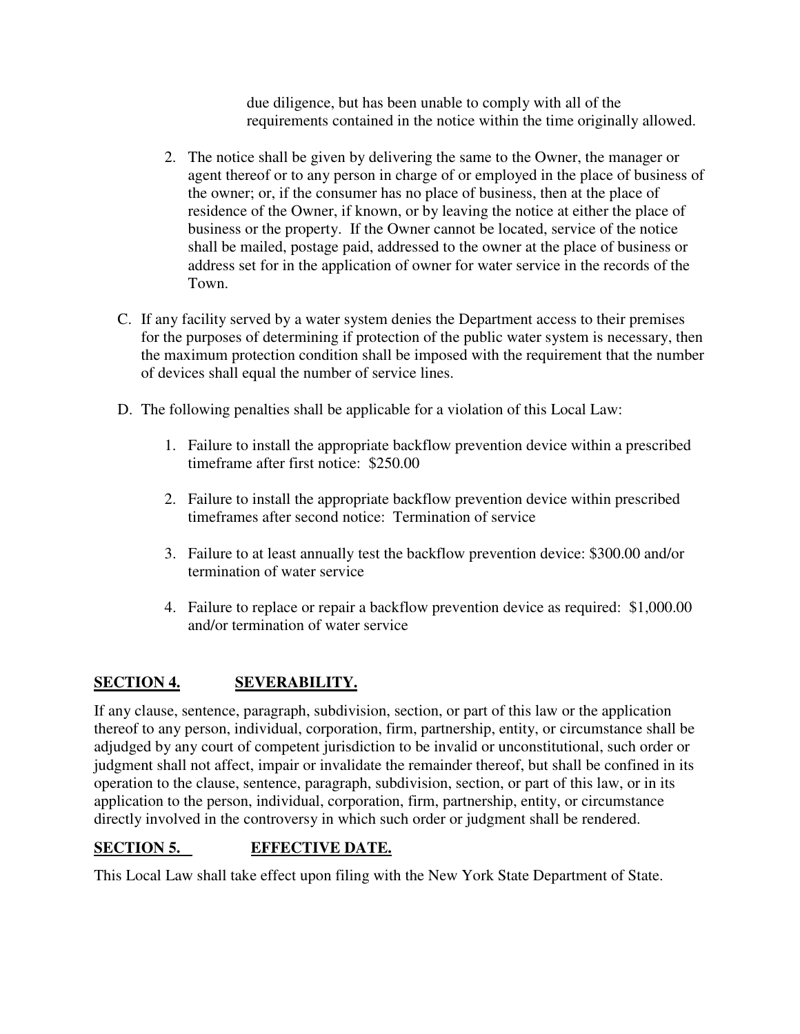due diligence, but has been unable to comply with all of the requirements contained in the notice within the time originally allowed.

2. The notice shall be given by delivering the same to the Owner, the manager or agent thereof or to any person in charge of or employed in the place of business of the owner; or, if the consumer has no place of business, then at the place of residence of the Owner, if known, or by leaving the notice at either the place of business or the property. If the Owner cannot be located, service of the notice shall be mailed, postage paid, addressed to the owner at the place of business or address set for in the application of owner for water service in the records of the Town.

C. If any facility served by a water system denies the Department access to their premises for the purposes of determining if protection of the public water system is necessary, then the maximum protection condition shall be imposed with the requirement that the number of devices shall equal the number of service lines.

D. The following penalties shall be applicable for a violation of this Local Law:

1. Failure to install the appropriate backflow prevention device within a prescribed timeframe after first notice: $250.00

2. Failure to install the appropriate backflow prevention device within prescribed timeframes after second notice: Termination of service

3. Failure to at least annually test the backflow prevention device: $300.00 and/or termination of water service

4. Failure to replace or repair a backflow prevention device as required: $1,000.00 and/or termination of water service

## SECTION 4. SEVERABILITY.

If any clause, sentence, paragraph, subdivision, section, or part of this law or the application thereof to any person, individual, corporation, firm, partnership, entity, or circumstance shall be adjudged by any court of competent jurisdiction to be invalid or unconstitutional, such order or judgment shall not affect, impair or invalidate the remainder thereof, but shall be confined in its operation to the clause, sentence, paragraph, subdivision, section, or part of this law, or in its application to the person, individual, corporation, firm, partnership, entity, or circumstance directly involved in the controversy in which such order or judgment shall be rendered.

## SECTION 5. EFFECTIVE DATE.

This Local Law shall take effect upon filing with the New York State Department of State.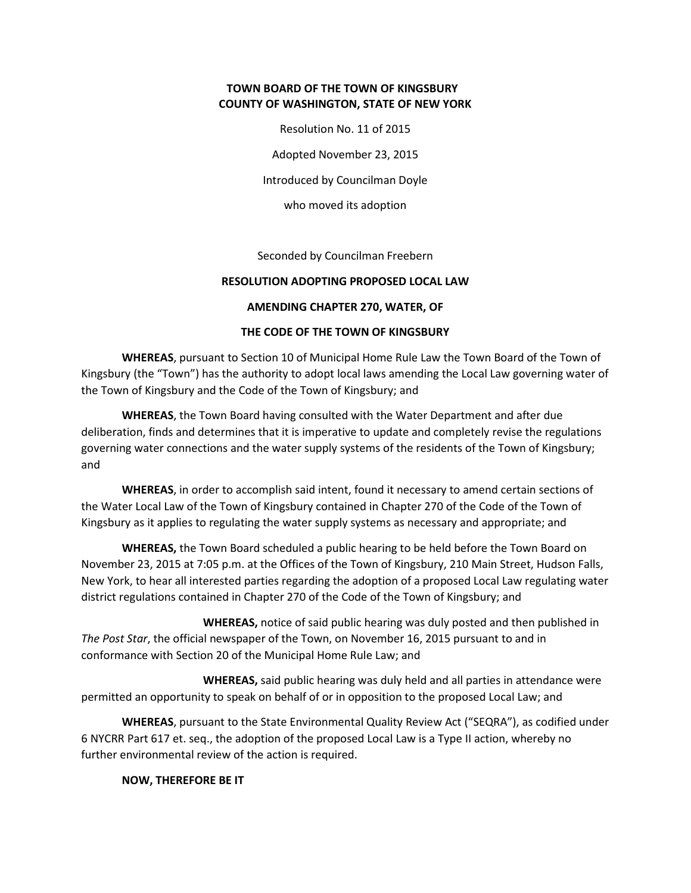**TOWN BOARD OF THE TOWN OF KINGSBURY**
**COUNTY OF WASHINGTON, STATE OF NEW YORK**

Resolution No. 11 of 2015

Adopted November 23, 2015

Introduced by Councilman Doyle

who moved its adoption

Seconded by Councilman Freebern

**RESOLUTION ADOPTING PROPOSED LOCAL LAW**

**AMENDING CHAPTER 270, WATER, OF**

**THE CODE OF THE TOWN OF KINGSBURY**

**WHEREAS**, pursuant to Section 10 of Municipal Home Rule Law the Town Board of the Town of Kingsbury (the "Town") has the authority to adopt local laws amending the Local Law governing water of the Town of Kingsbury and the Code of the Town of Kingsbury; and

**WHEREAS**, the Town Board having consulted with the Water Department and after due deliberation, finds and determines that it is imperative to update and completely revise the regulations governing water connections and the water supply systems of the residents of the Town of Kingsbury; and

**WHEREAS**, in order to accomplish said intent, found it necessary to amend certain sections of the Water Local Law of the Town of Kingsbury contained in Chapter 270 of the Code of the Town of Kingsbury as it applies to regulating the water supply systems as necessary and appropriate; and

**WHEREAS,** the Town Board scheduled a public hearing to be held before the Town Board on November 23, 2015 at 7:05 p.m. at the Offices of the Town of Kingsbury, 210 Main Street, Hudson Falls, New York, to hear all interested parties regarding the adoption of a proposed Local Law regulating water district regulations contained in Chapter 270 of the Code of the Town of Kingsbury; and

**WHEREAS,** notice of said public hearing was duly posted and then published in *The Post Star*, the official newspaper of the Town, on November 16, 2015 pursuant to and in conformance with Section 20 of the Municipal Home Rule Law; and

**WHEREAS,** said public hearing was duly held and all parties in attendance were permitted an opportunity to speak on behalf of or in opposition to the proposed Local Law; and

**WHEREAS**, pursuant to the State Environmental Quality Review Act ("SEQRA"), as codified under 6 NYCRR Part 617 et. seq., the adoption of the proposed Local Law is a Type II action, whereby no further environmental review of the action is required.

**NOW, THEREFORE BE IT**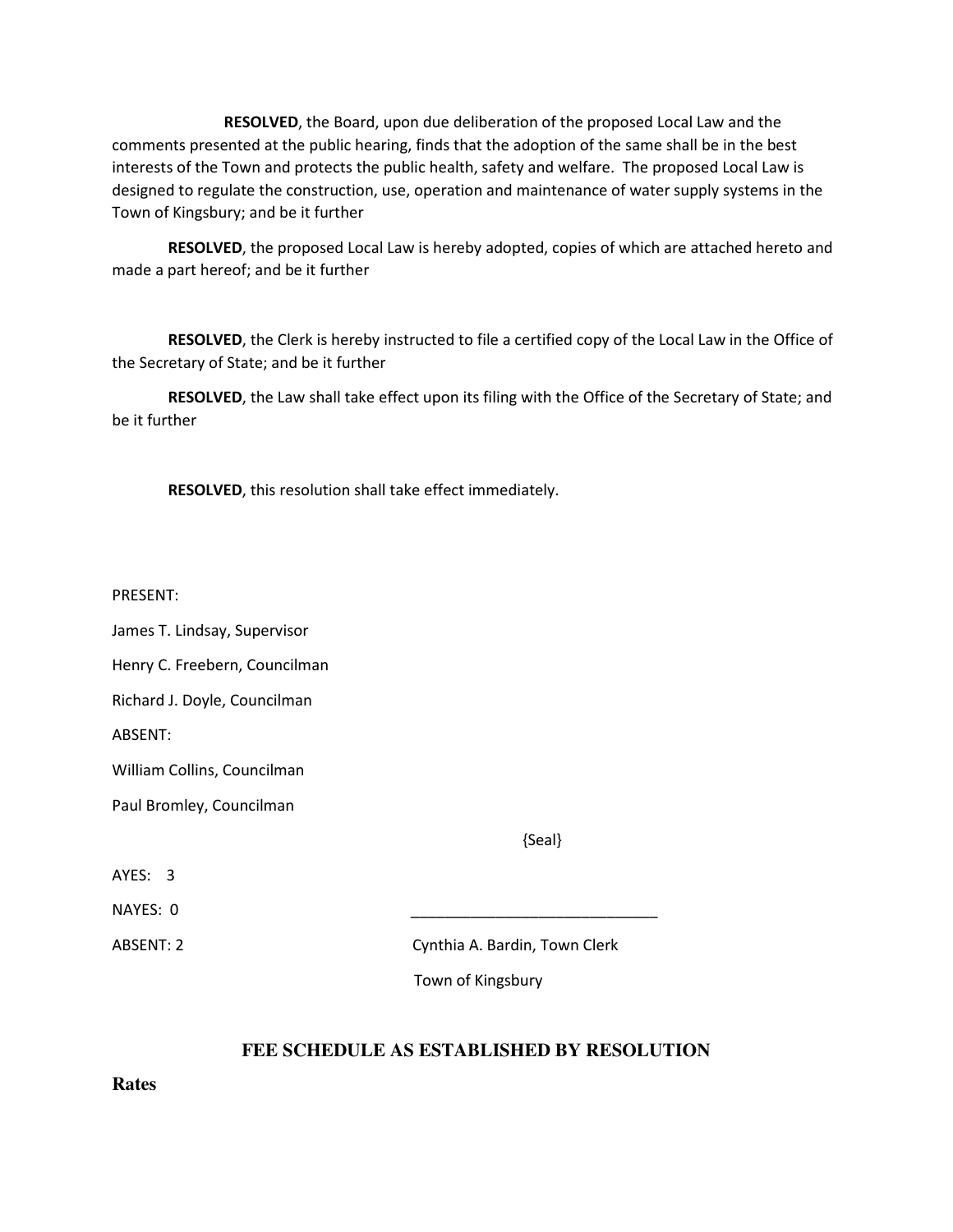**RESOLVED**, the Board, upon due deliberation of the proposed Local Law and the comments presented at the public hearing, finds that the adoption of the same shall be in the best interests of the Town and protects the public health, safety and welfare. The proposed Local Law is designed to regulate the construction, use, operation and maintenance of water supply systems in the Town of Kingsbury; and be it further

**RESOLVED**, the proposed Local Law is hereby adopted, copies of which are attached hereto and made a part hereof; and be it further

**RESOLVED**, the Clerk is hereby instructed to file a certified copy of the Local Law in the Office of the Secretary of State; and be it further

**RESOLVED**, the Law shall take effect upon its filing with the Office of the Secretary of State; and be it further

**RESOLVED**, this resolution shall take effect immediately.

PRESENT:

James T. Lindsay, Supervisor

Henry C. Freebern, Councilman

Richard J. Doyle, Councilman

ABSENT:

William Collins, Councilman

Paul Bromley, Councilman

{Seal}

AYES: 3

NAYES: 0

ABSENT: 2

_____________________________

Cynthia A. Bardin, Town Clerk

Town of Kingsbury

## FEE SCHEDULE AS ESTABLISHED BY RESOLUTION

**Rates**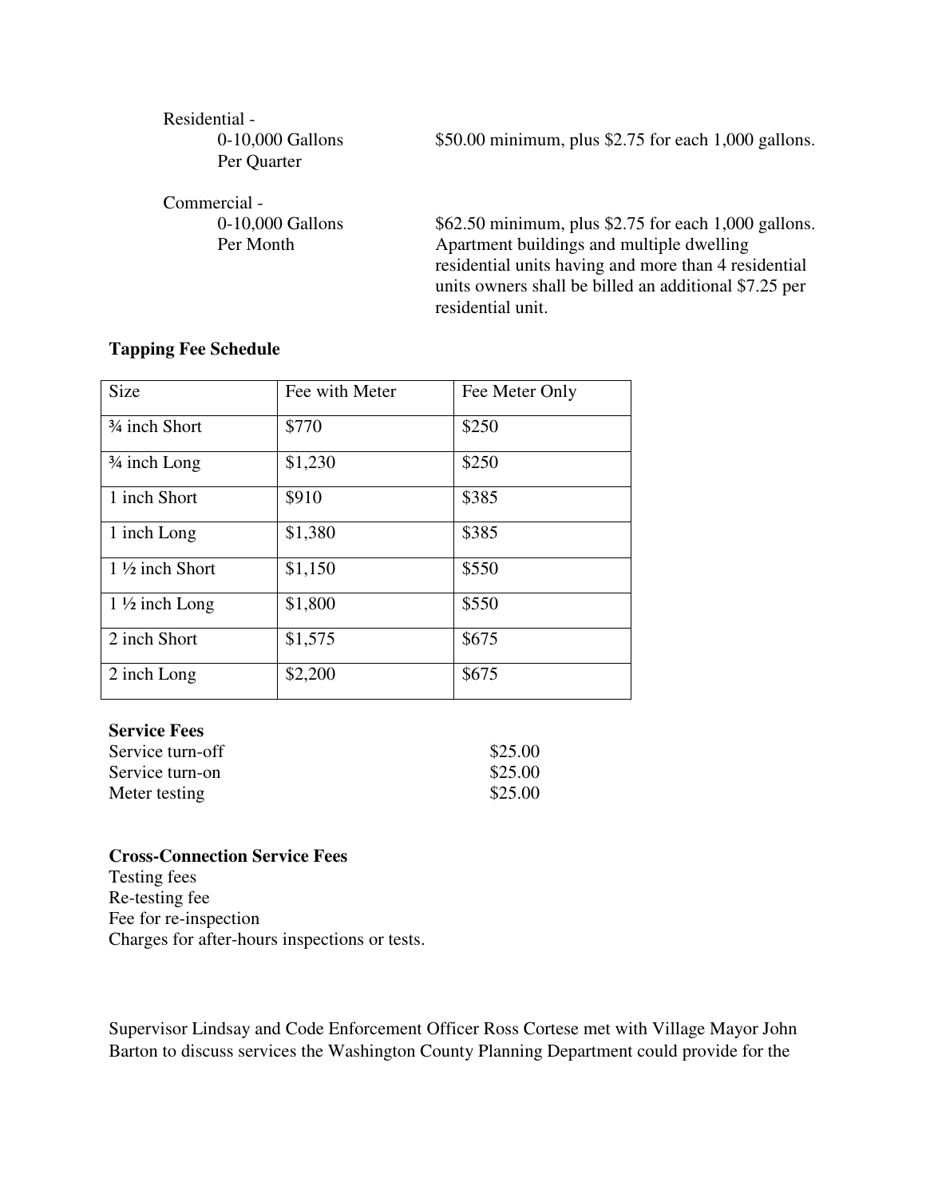Residential -
0-10,000 Gallons Per Quarter — $50.00 minimum, plus $2.75 for each 1,000 gallons.

Commercial -
0-10,000 Gallons Per Month — $62.50 minimum, plus $2.75 for each 1,000 gallons. Apartment buildings and multiple dwelling residential units having and more than 4 residential units owners shall be billed an additional $7.25 per residential unit.

**Tapping Fee Schedule**

| Size | Fee with Meter | Fee Meter Only |
|---|---|---|
| ¾ inch Short | $770 | $250 |
| ¾ inch Long | $1,230 | $250 |
| 1 inch Short | $910 | $385 |
| 1 inch Long | $1,380 | $385 |
| 1 ½ inch Short | $1,150 | $550 |
| 1 ½ inch Long | $1,800 | $550 |
| 2 inch Short | $1,575 | $675 |
| 2 inch Long | $2,200 | $675 |

**Service Fees**

| | |
|---|---|
| Service turn-off | $25.00 |
| Service turn-on | $25.00 |
| Meter testing | $25.00 |

**Cross-Connection Service Fees**

Testing fees
Re-testing fee
Fee for re-inspection
Charges for after-hours inspections or tests.

Supervisor Lindsay and Code Enforcement Officer Ross Cortese met with Village Mayor John Barton to discuss services the Washington County Planning Department could provide for the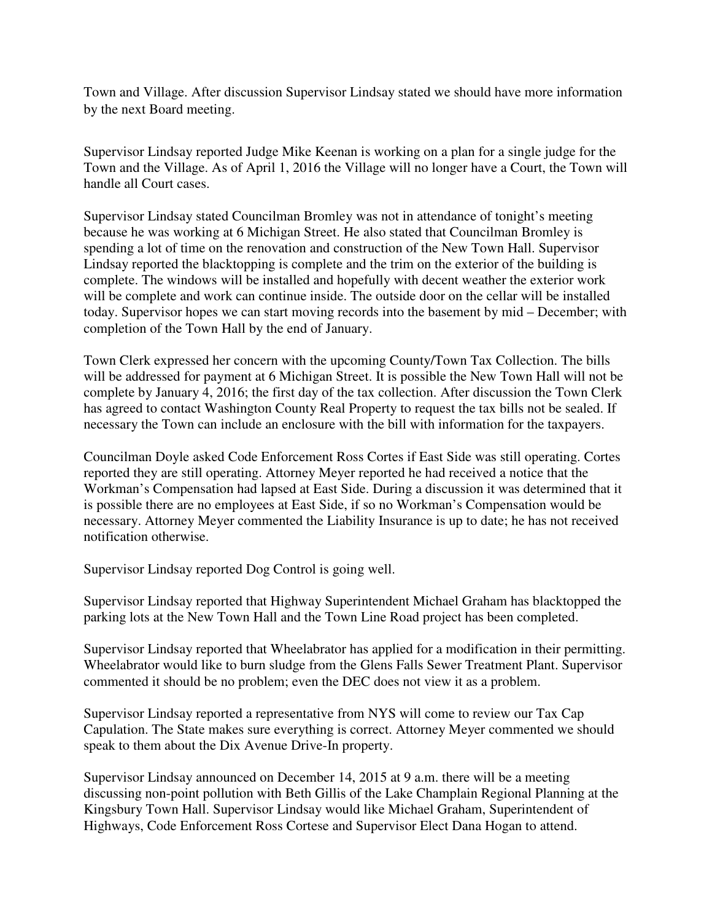Town and Village. After discussion Supervisor Lindsay stated we should have more information by the next Board meeting.

Supervisor Lindsay reported Judge Mike Keenan is working on a plan for a single judge for the Town and the Village. As of April 1, 2016 the Village will no longer have a Court, the Town will handle all Court cases.

Supervisor Lindsay stated Councilman Bromley was not in attendance of tonight's meeting because he was working at 6 Michigan Street. He also stated that Councilman Bromley is spending a lot of time on the renovation and construction of the New Town Hall. Supervisor Lindsay reported the blacktopping is complete and the trim on the exterior of the building is complete. The windows will be installed and hopefully with decent weather the exterior work will be complete and work can continue inside. The outside door on the cellar will be installed today. Supervisor hopes we can start moving records into the basement by mid – December; with completion of the Town Hall by the end of January.

Town Clerk expressed her concern with the upcoming County/Town Tax Collection. The bills will be addressed for payment at 6 Michigan Street. It is possible the New Town Hall will not be complete by January 4, 2016; the first day of the tax collection. After discussion the Town Clerk has agreed to contact Washington County Real Property to request the tax bills not be sealed. If necessary the Town can include an enclosure with the bill with information for the taxpayers.

Councilman Doyle asked Code Enforcement Ross Cortes if East Side was still operating. Cortes reported they are still operating. Attorney Meyer reported he had received a notice that the Workman's Compensation had lapsed at East Side. During a discussion it was determined that it is possible there are no employees at East Side, if so no Workman's Compensation would be necessary. Attorney Meyer commented the Liability Insurance is up to date; he has not received notification otherwise.

Supervisor Lindsay reported Dog Control is going well.

Supervisor Lindsay reported that Highway Superintendent Michael Graham has blacktopped the parking lots at the New Town Hall and the Town Line Road project has been completed.

Supervisor Lindsay reported that Wheelabrator has applied for a modification in their permitting. Wheelabrator would like to burn sludge from the Glens Falls Sewer Treatment Plant. Supervisor commented it should be no problem; even the DEC does not view it as a problem.

Supervisor Lindsay reported a representative from NYS will come to review our Tax Cap Capulation. The State makes sure everything is correct. Attorney Meyer commented we should speak to them about the Dix Avenue Drive-In property.

Supervisor Lindsay announced on December 14, 2015 at 9 a.m. there will be a meeting discussing non-point pollution with Beth Gillis of the Lake Champlain Regional Planning at the Kingsbury Town Hall. Supervisor Lindsay would like Michael Graham, Superintendent of Highways, Code Enforcement Ross Cortese and Supervisor Elect Dana Hogan to attend.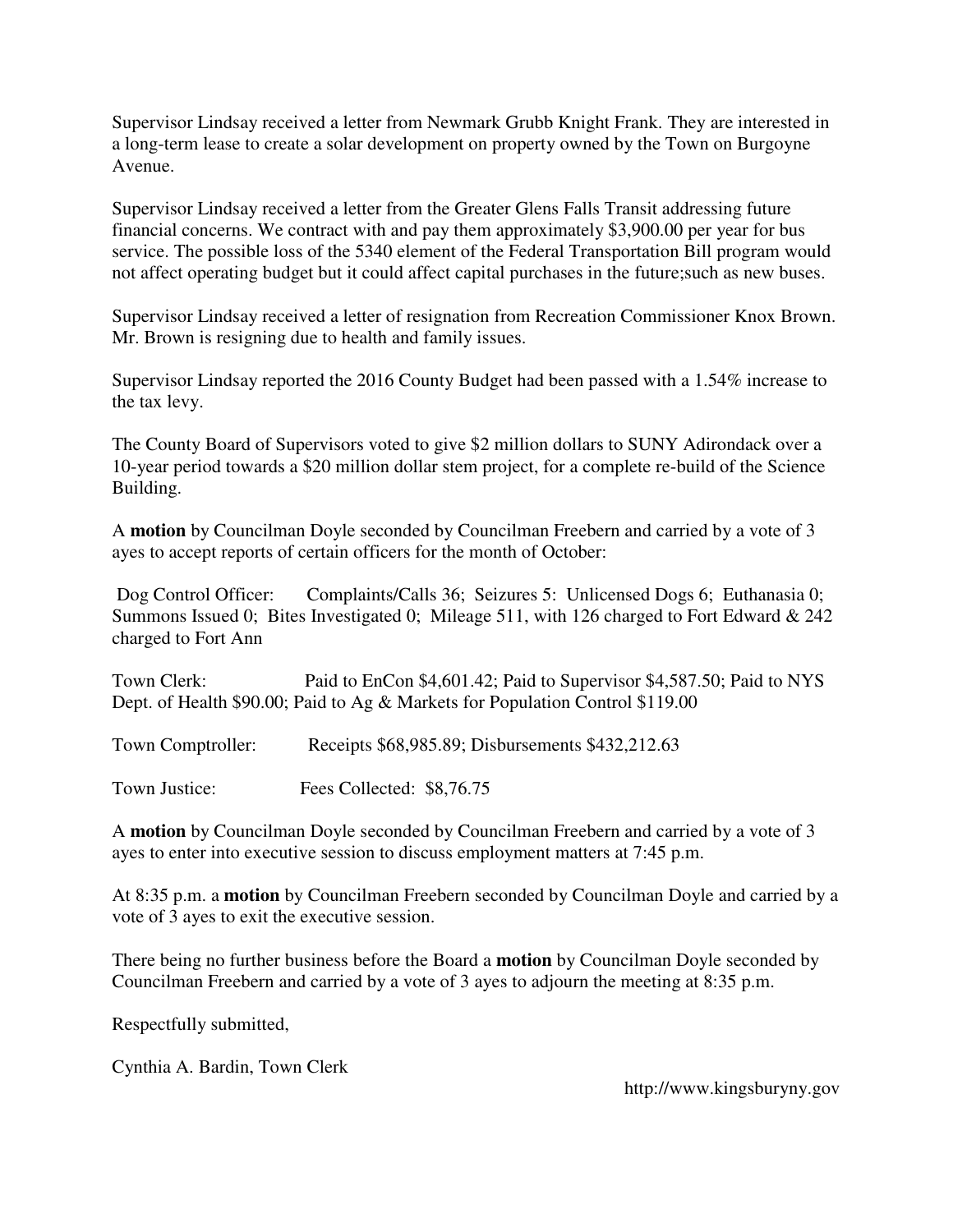Supervisor Lindsay received a letter from Newmark Grubb Knight Frank. They are interested in a long-term lease to create a solar development on property owned by the Town on Burgoyne Avenue.

Supervisor Lindsay received a letter from the Greater Glens Falls Transit addressing future financial concerns. We contract with and pay them approximately $3,900.00 per year for bus service. The possible loss of the 5340 element of the Federal Transportation Bill program would not affect operating budget but it could affect capital purchases in the future;such as new buses.

Supervisor Lindsay received a letter of resignation from Recreation Commissioner Knox Brown. Mr. Brown is resigning due to health and family issues.

Supervisor Lindsay reported the 2016 County Budget had been passed with a 1.54% increase to the tax levy.

The County Board of Supervisors voted to give $2 million dollars to SUNY Adirondack over a 10-year period towards a $20 million dollar stem project, for a complete re-build of the Science Building.

A **motion** by Councilman Doyle seconded by Councilman Freebern and carried by a vote of 3 ayes to accept reports of certain officers for the month of October:

Dog Control Officer: Complaints/Calls 36; Seizures 5: Unlicensed Dogs 6; Euthanasia 0; Summons Issued 0; Bites Investigated 0; Mileage 511, with 126 charged to Fort Edward & 242 charged to Fort Ann

Town Clerk: Paid to EnCon $4,601.42; Paid to Supervisor $4,587.50; Paid to NYS Dept. of Health $90.00; Paid to Ag & Markets for Population Control $119.00

Town Comptroller: Receipts $68,985.89; Disbursements $432,212.63

Town Justice: Fees Collected: $8,76.75

A **motion** by Councilman Doyle seconded by Councilman Freebern and carried by a vote of 3 ayes to enter into executive session to discuss employment matters at 7:45 p.m.

At 8:35 p.m. a **motion** by Councilman Freebern seconded by Councilman Doyle and carried by a vote of 3 ayes to exit the executive session.

There being no further business before the Board a **motion** by Councilman Doyle seconded by Councilman Freebern and carried by a vote of 3 ayes to adjourn the meeting at 8:35 p.m.

Respectfully submitted,

Cynthia A. Bardin, Town Clerk

http://www.kingsburyny.gov